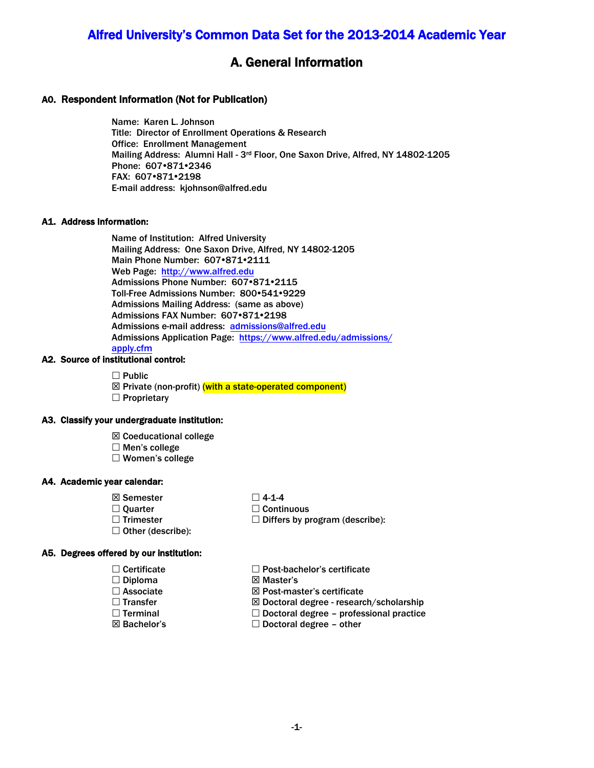# Alfred University's Common Data Set for the 2013-2014 Academic Year

## A. General Information

### A0. Respondent Information (Not for Publication)

Name: Karen L. Johnson
Title: Director of Enrollment Operations & Research
Office: Enrollment Management
Mailing Address: Alumni Hall - 3rd Floor, One Saxon Drive, Alfred, NY 14802-1205
Phone: 607•871•2346
FAX: 607•871•2198
E-mail address: kjohnson@alfred.edu

### A1. Address Information:

Name of Institution: Alfred University
Mailing Address: One Saxon Drive, Alfred, NY 14802-1205
Main Phone Number: 607•871•2111
Web Page: http://www.alfred.edu
Admissions Phone Number: 607•871•2115
Toll-Free Admissions Number: 800•541•9229
Admissions Mailing Address: (same as above)
Admissions FAX Number: 607•871•2198
Admissions e-mail address: admissions@alfred.edu
Admissions Application Page: https://www.alfred.edu/admissions/apply.cfm

### A2. Source of institutional control:

☐ Public
☒ Private (non-profit) (with a state-operated component)
☐ Proprietary

### A3. Classify your undergraduate institution:

☒ Coeducational college
☐ Men's college
☐ Women's college

### A4. Academic year calendar:

☒ Semester
☐ Quarter
☐ Trimester
☐ Other (describe):
☐ 4-1-4
☐ Continuous
☐ Differs by program (describe):

### A5. Degrees offered by our institution:

☐ Certificate
☐ Diploma
☐ Associate
☐ Transfer
☐ Terminal
☒ Bachelor's
☐ Post-bachelor's certificate
☒ Master's
☒ Post-master's certificate
☒ Doctoral degree - research/scholarship
☐ Doctoral degree – professional practice
☐ Doctoral degree – other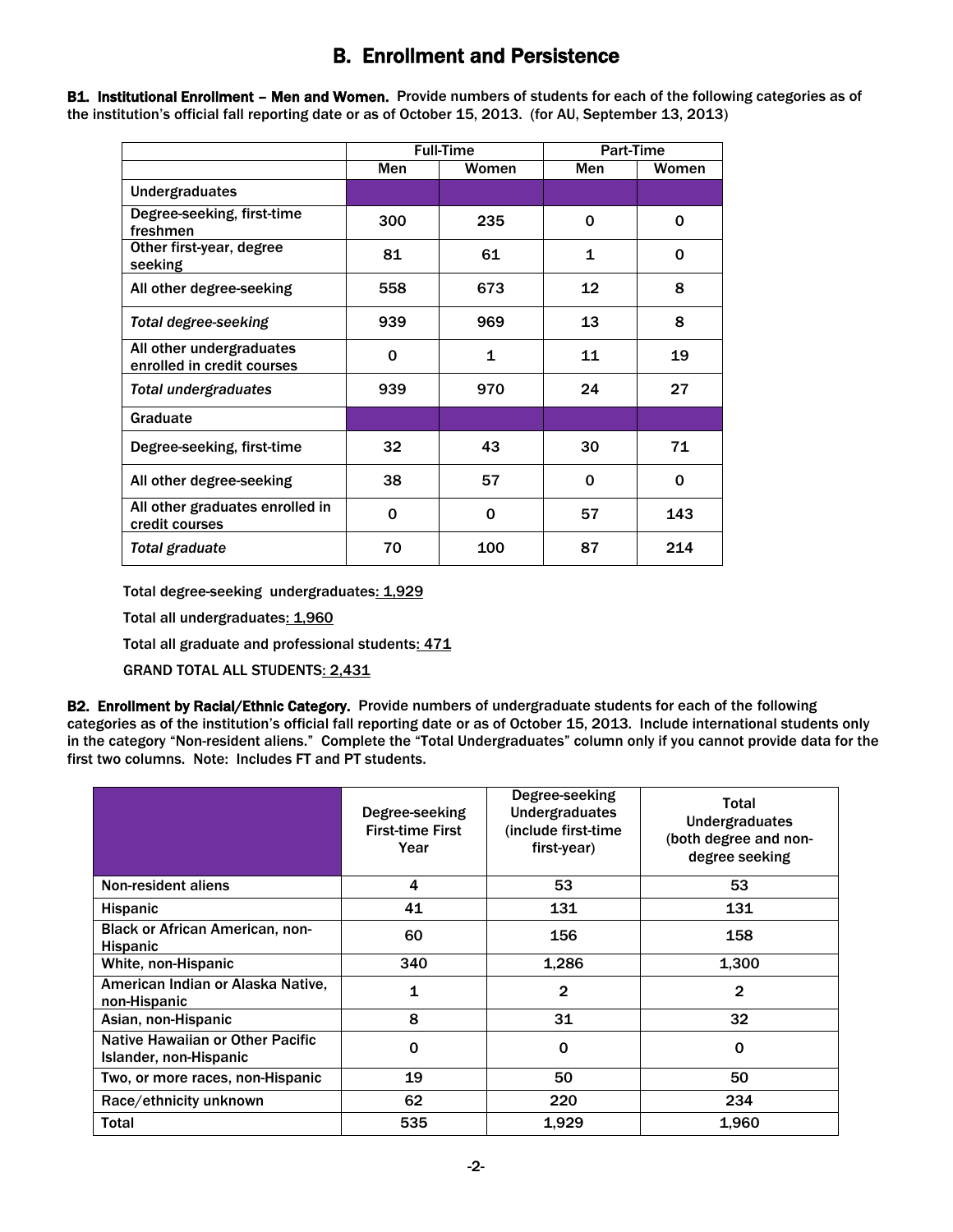# B. Enrollment and Persistence

**B1. Institutional Enrollment – Men and Women.** Provide numbers of students for each of the following categories as of the institution's official fall reporting date or as of October 15, 2013. (for AU, September 13, 2013)

| | Full-Time | | Part-Time | |
|---|---|---|---|---|
| | Men | Women | Men | Women |
| Undergraduates | | | | |
| Degree-seeking, first-time freshmen | 300 | 235 | 0 | 0 |
| Other first-year, degree seeking | 81 | 61 | 1 | 0 |
| All other degree-seeking | 558 | 673 | 12 | 8 |
| *Total degree-seeking* | 939 | 969 | 13 | 8 |
| All other undergraduates enrolled in credit courses | 0 | 1 | 11 | 19 |
| *Total undergraduates* | 939 | 970 | 24 | 27 |
| Graduate | | | | |
| Degree-seeking, first-time | 32 | 43 | 30 | 71 |
| All other degree-seeking | 38 | 57 | 0 | 0 |
| All other graduates enrolled in credit courses | 0 | 0 | 57 | 143 |
| *Total graduate* | 70 | 100 | 87 | 214 |

Total degree-seeking undergraduates: 1,929

Total all undergraduates: 1,960

Total all graduate and professional students: 471

GRAND TOTAL ALL STUDENTS: 2,431

**B2. Enrollment by Racial/Ethnic Category.** Provide numbers of undergraduate students for each of the following categories as of the institution's official fall reporting date or as of October 15, 2013. Include international students only in the category "Non-resident aliens." Complete the "Total Undergraduates" column only if you cannot provide data for the first two columns. Note: Includes FT and PT students.

| | Degree-seeking First-time First Year | Degree-seeking Undergraduates (include first-time first-year) | Total Undergraduates (both degree and non-degree seeking |
|---|---|---|---|
| Non-resident aliens | 4 | 53 | 53 |
| Hispanic | 41 | 131 | 131 |
| Black or African American, non-Hispanic | 60 | 156 | 158 |
| White, non-Hispanic | 340 | 1,286 | 1,300 |
| American Indian or Alaska Native, non-Hispanic | 1 | 2 | 2 |
| Asian, non-Hispanic | 8 | 31 | 32 |
| Native Hawaiian or Other Pacific Islander, non-Hispanic | 0 | 0 | 0 |
| Two, or more races, non-Hispanic | 19 | 50 | 50 |
| Race/ethnicity unknown | 62 | 220 | 234 |
| Total | 535 | 1,929 | 1,960 |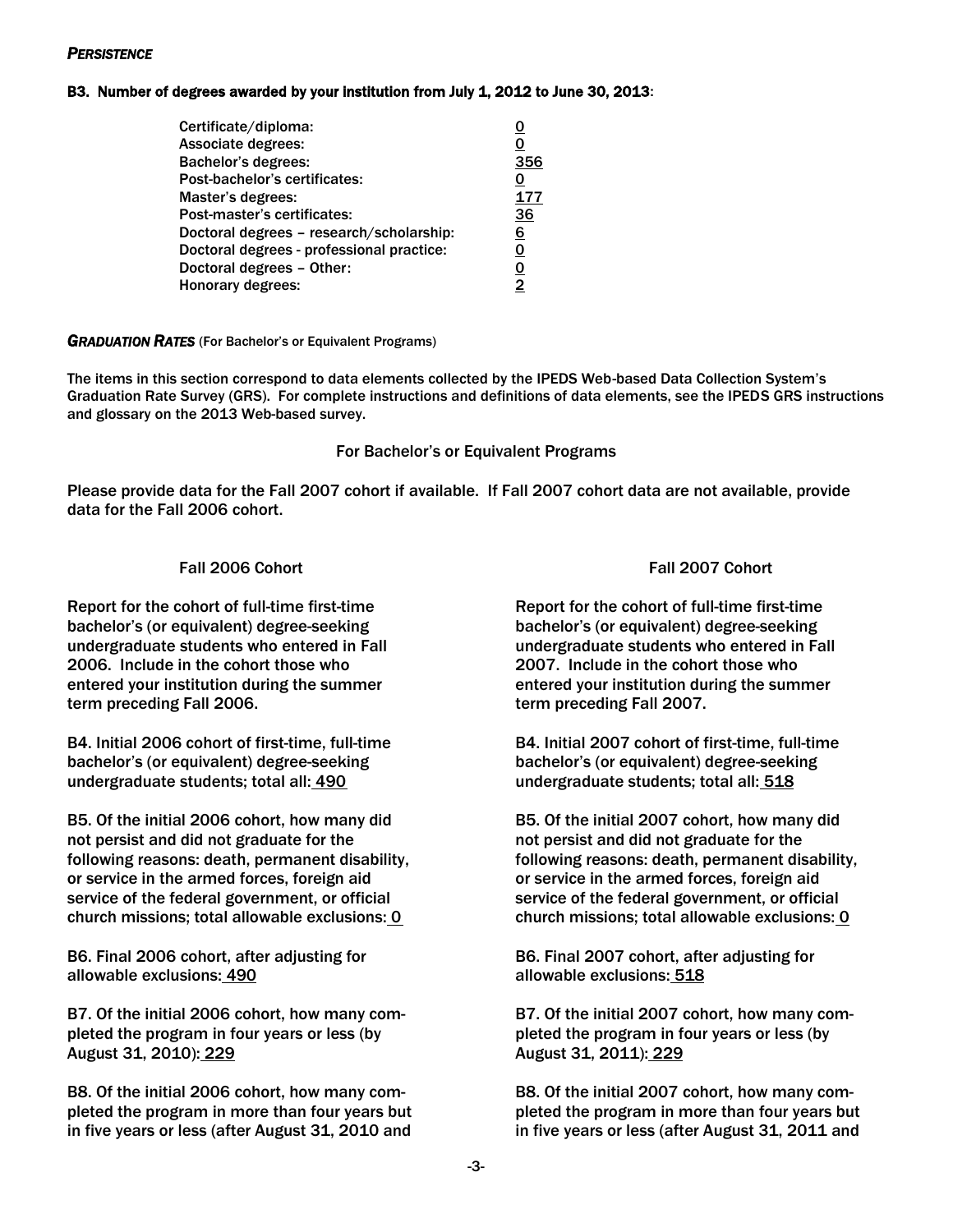***PERSISTENCE***

**B3. Number of degrees awarded by your institution from July 1, 2012 to June 30, 2013:**

| | |
|---|---|
| Certificate/diploma: | 0 |
| Associate degrees: | 0 |
| Bachelor's degrees: | 356 |
| Post-bachelor's certificates: | 0 |
| Master's degrees: | 177 |
| Post-master's certificates: | 36 |
| Doctoral degrees – research/scholarship: | 6 |
| Doctoral degrees - professional practice: | 0 |
| Doctoral degrees – Other: | 0 |
| Honorary degrees: | 2 |

***GRADUATION RATES*** (For Bachelor's or Equivalent Programs)

The items in this section correspond to data elements collected by the IPEDS Web-based Data Collection System's Graduation Rate Survey (GRS). For complete instructions and definitions of data elements, see the IPEDS GRS instructions and glossary on the 2013 Web-based survey.

For Bachelor's or Equivalent Programs

Please provide data for the Fall 2007 cohort if available. If Fall 2007 cohort data are not available, provide data for the Fall 2006 cohort.

**Fall 2006 Cohort**

Report for the cohort of full-time first-time bachelor's (or equivalent) degree-seeking undergraduate students who entered in Fall 2006. Include in the cohort those who entered your institution during the summer term preceding Fall 2006.

B4. Initial 2006 cohort of first-time, full-time bachelor's (or equivalent) degree-seeking undergraduate students; total all: 490

B5. Of the initial 2006 cohort, how many did not persist and did not graduate for the following reasons: death, permanent disability, or service in the armed forces, foreign aid service of the federal government, or official church missions; total allowable exclusions: 0

B6. Final 2006 cohort, after adjusting for allowable exclusions: 490

B7. Of the initial 2006 cohort, how many completed the program in four years or less (by August 31, 2010): 229

B8. Of the initial 2006 cohort, how many completed the program in more than four years but in five years or less (after August 31, 2010 and

**Fall 2007 Cohort**

Report for the cohort of full-time first-time bachelor's (or equivalent) degree-seeking undergraduate students who entered in Fall 2007. Include in the cohort those who entered your institution during the summer term preceding Fall 2007.

B4. Initial 2007 cohort of first-time, full-time bachelor's (or equivalent) degree-seeking undergraduate students; total all: 518

B5. Of the initial 2007 cohort, how many did not persist and did not graduate for the following reasons: death, permanent disability, or service in the armed forces, foreign aid service of the federal government, or official church missions; total allowable exclusions: 0

B6. Final 2007 cohort, after adjusting for allowable exclusions: 518

B7. Of the initial 2007 cohort, how many completed the program in four years or less (by August 31, 2011): 229

B8. Of the initial 2007 cohort, how many completed the program in more than four years but in five years or less (after August 31, 2011 and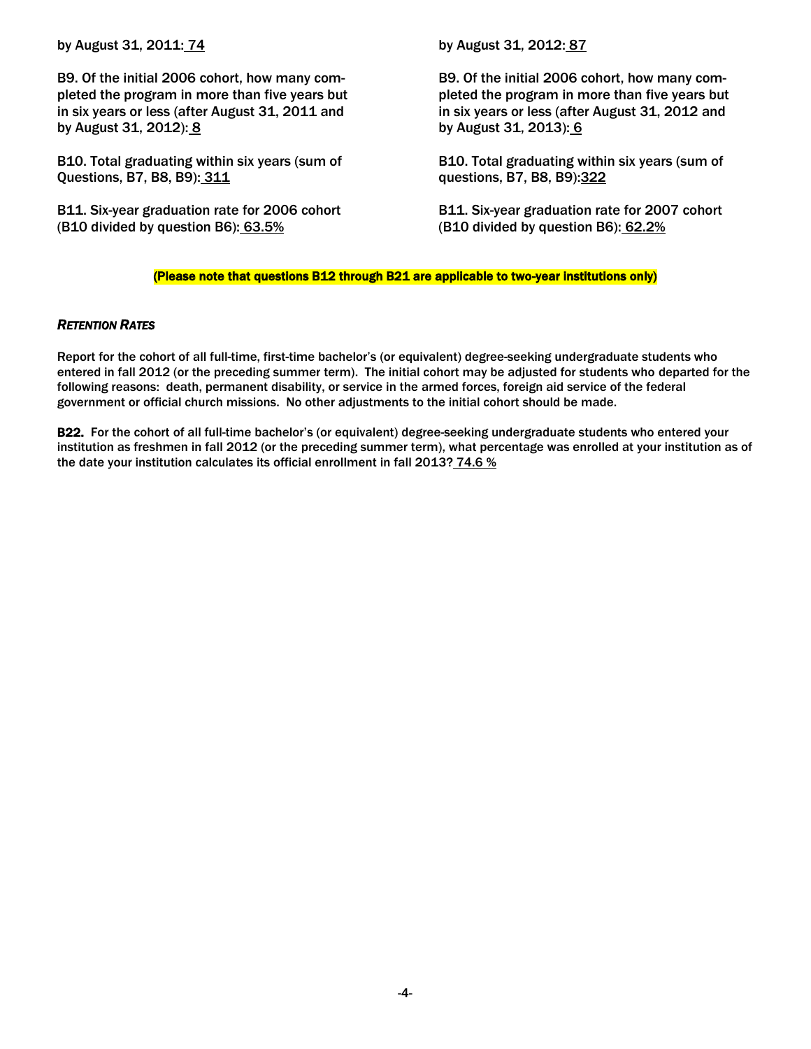by August 31, 2011: 74

B9. Of the initial 2006 cohort, how many completed the program in more than five years but in six years or less (after August 31, 2011 and by August 31, 2012): 8

B10. Total graduating within six years (sum of Questions, B7, B8, B9): 311

B11. Six-year graduation rate for 2006 cohort (B10 divided by question B6): 63.5%

by August 31, 2012: 87

B9. Of the initial 2006 cohort, how many completed the program in more than five years but in six years or less (after August 31, 2012 and by August 31, 2013): 6

B10. Total graduating within six years (sum of questions, B7, B8, B9):322

B11. Six-year graduation rate for 2007 cohort (B10 divided by question B6): 62.2%

**(Please note that questions B12 through B21 are applicable to two-year institutions only)**

### *RETENTION RATES*

Report for the cohort of all full-time, first-time bachelor's (or equivalent) degree-seeking undergraduate students who entered in fall 2012 (or the preceding summer term). The initial cohort may be adjusted for students who departed for the following reasons: death, permanent disability, or service in the armed forces, foreign aid service of the federal government or official church missions. No other adjustments to the initial cohort should be made.

**B22.** For the cohort of all full-time bachelor's (or equivalent) degree-seeking undergraduate students who entered your institution as freshmen in fall 2012 (or the preceding summer term), what percentage was enrolled at your institution as of the date your institution calculates its official enrollment in fall 2013? 74.6 %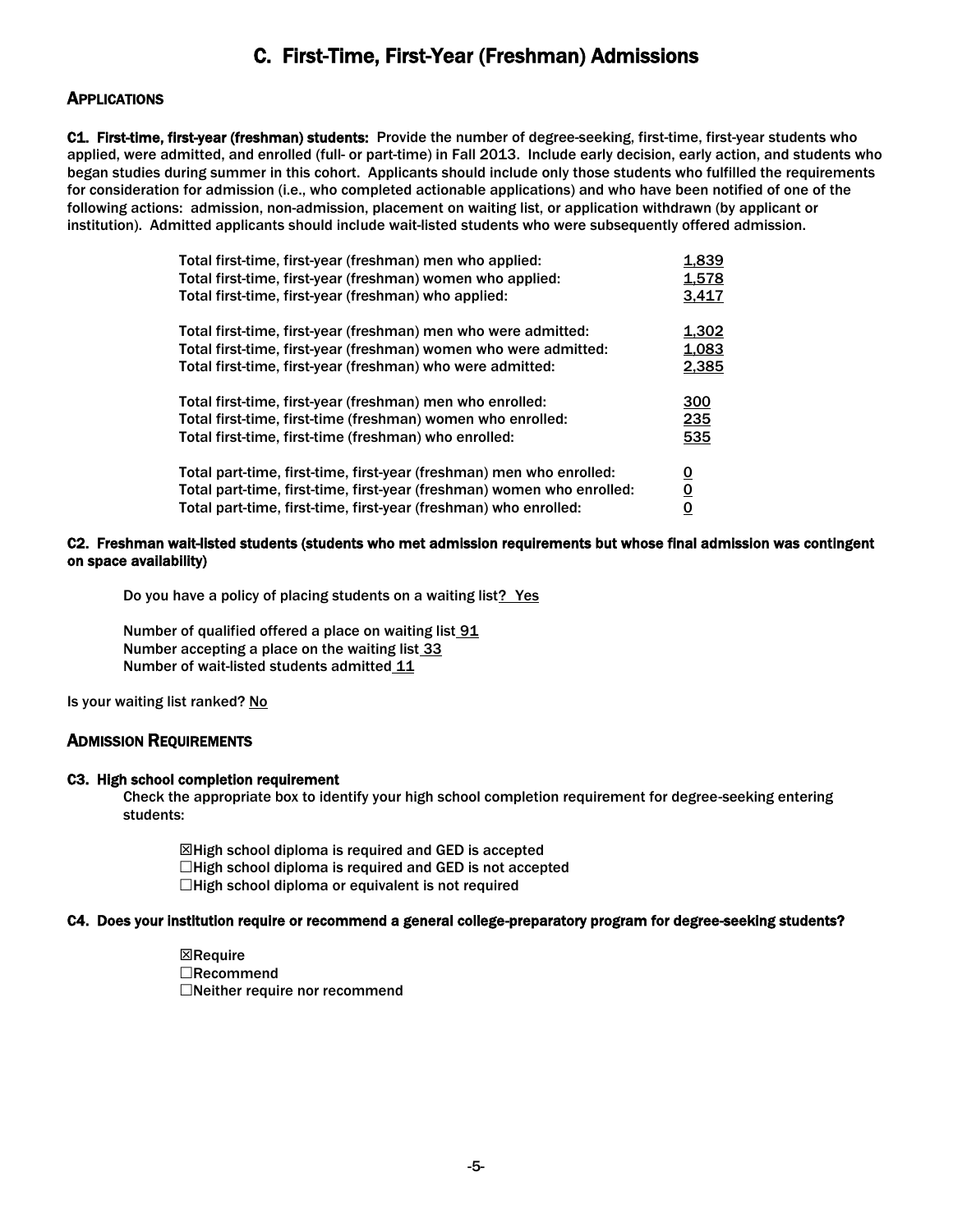# C. First-Time, First-Year (Freshman) Admissions

## Applications

**C1. First-time, first-year (freshman) students:** Provide the number of degree-seeking, first-time, first-year students who applied, were admitted, and enrolled (full- or part-time) in Fall 2013. Include early decision, early action, and students who began studies during summer in this cohort. Applicants should include only those students who fulfilled the requirements for consideration for admission (i.e., who completed actionable applications) and who have been notified of one of the following actions: admission, non-admission, placement on waiting list, or application withdrawn (by applicant or institution). Admitted applicants should include wait-listed students who were subsequently offered admission.

| | |
|---|---|
| Total first-time, first-year (freshman) men who applied: | 1,839 |
| Total first-time, first-year (freshman) women who applied: | 1,578 |
| Total first-time, first-year (freshman) who applied: | 3,417 |
| Total first-time, first-year (freshman) men who were admitted: | 1,302 |
| Total first-time, first-year (freshman) women who were admitted: | 1,083 |
| Total first-time, first-year (freshman) who were admitted: | 2,385 |
| Total first-time, first-year (freshman) men who enrolled: | 300 |
| Total first-time, first-time (freshman) women who enrolled: | 235 |
| Total first-time, first-time (freshman) who enrolled: | 535 |
| Total part-time, first-time, first-year (freshman) men who enrolled: | 0 |
| Total part-time, first-time, first-year (freshman) women who enrolled: | 0 |
| Total part-time, first-time, first-year (freshman) who enrolled: | 0 |

**C2. Freshman wait-listed students (students who met admission requirements but whose final admission was contingent on space availability)**

Do you have a policy of placing students on a waiting list? Yes

Number of qualified offered a place on waiting list 91
Number accepting a place on the waiting list 33
Number of wait-listed students admitted 11

Is your waiting list ranked? No

## Admission Requirements

**C3. High school completion requirement**

Check the appropriate box to identify your high school completion requirement for degree-seeking entering students:

- ☒ High school diploma is required and GED is accepted
- ☐ High school diploma is required and GED is not accepted
- ☐ High school diploma or equivalent is not required

**C4. Does your institution require or recommend a general college-preparatory program for degree-seeking students?**

- ☒ Require
- ☐ Recommend
- ☐ Neither require nor recommend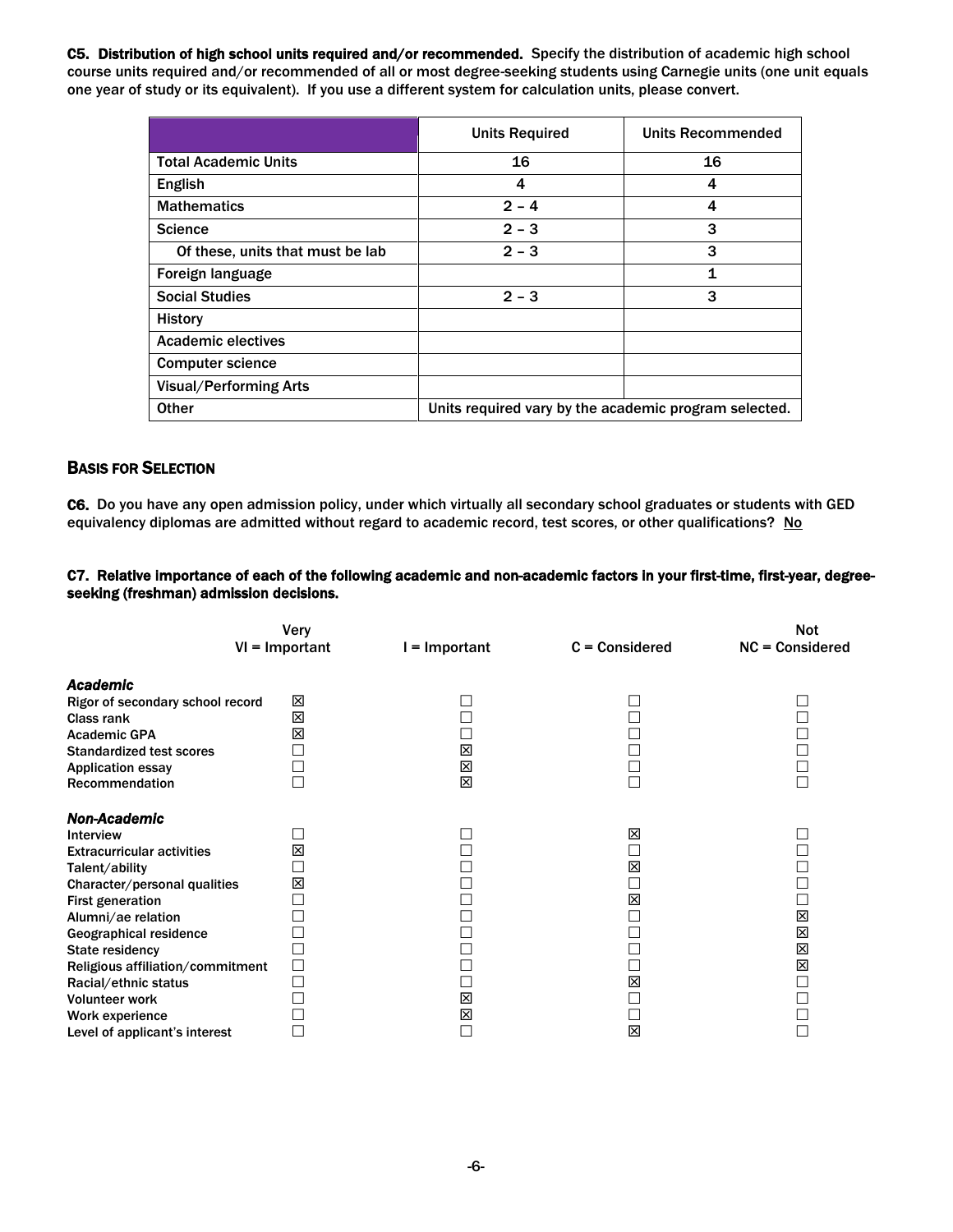**C5. Distribution of high school units required and/or recommended.** Specify the distribution of academic high school course units required and/or recommended of all or most degree-seeking students using Carnegie units (one unit equals one year of study or its equivalent). If you use a different system for calculation units, please convert.

| | Units Required | Units Recommended |
|---|---|---|
| Total Academic Units | 16 | 16 |
| English | 4 | 4 |
| Mathematics | 2 – 4 | 4 |
| Science | 2 – 3 | 3 |
| Of these, units that must be lab | 2 – 3 | 3 |
| Foreign language | | 1 |
| Social Studies | 2 – 3 | 3 |
| History | | |
| Academic electives | | |
| Computer science | | |
| Visual/Performing Arts | | |
| Other | Units required vary by the academic program selected. | |

## BASIS FOR SELECTION

**C6.** Do you have any open admission policy, under which virtually all secondary school graduates or students with GED equivalency diplomas are admitted without regard to academic record, test scores, or other qualifications? No

**C7. Relative importance of each of the following academic and non-academic factors in your first-time, first-year, degree-seeking (freshman) admission decisions.**

| | Very VI = Important | I = Important | C = Considered | Not NC = Considered |
|---|---|---|---|---|
| ***Academic*** | | | | |
| Rigor of secondary school record | ☒ | ☐ | ☐ | ☐ |
| Class rank | ☒ | ☐ | ☐ | ☐ |
| Academic GPA | ☒ | ☐ | ☐ | ☐ |
| Standardized test scores | ☐ | ☒ | ☐ | ☐ |
| Application essay | ☐ | ☒ | ☐ | ☐ |
| Recommendation | ☐ | ☒ | ☐ | ☐ |
| ***Non-Academic*** | | | | |
| Interview | ☐ | ☐ | ☒ | ☐ |
| Extracurricular activities | ☒ | ☐ | ☐ | ☐ |
| Talent/ability | ☐ | ☐ | ☒ | ☐ |
| Character/personal qualities | ☒ | ☐ | ☐ | ☐ |
| First generation | ☐ | ☐ | ☒ | ☐ |
| Alumni/ae relation | ☐ | ☐ | ☐ | ☒ |
| Geographical residence | ☐ | ☐ | ☐ | ☒ |
| State residency | ☐ | ☐ | ☐ | ☒ |
| Religious affiliation/commitment | ☐ | ☐ | ☐ | ☒ |
| Racial/ethnic status | ☐ | ☐ | ☒ | ☐ |
| Volunteer work | ☐ | ☒ | ☐ | ☐ |
| Work experience | ☐ | ☒ | ☐ | ☐ |
| Level of applicant's interest | ☐ | ☐ | ☒ | ☐ |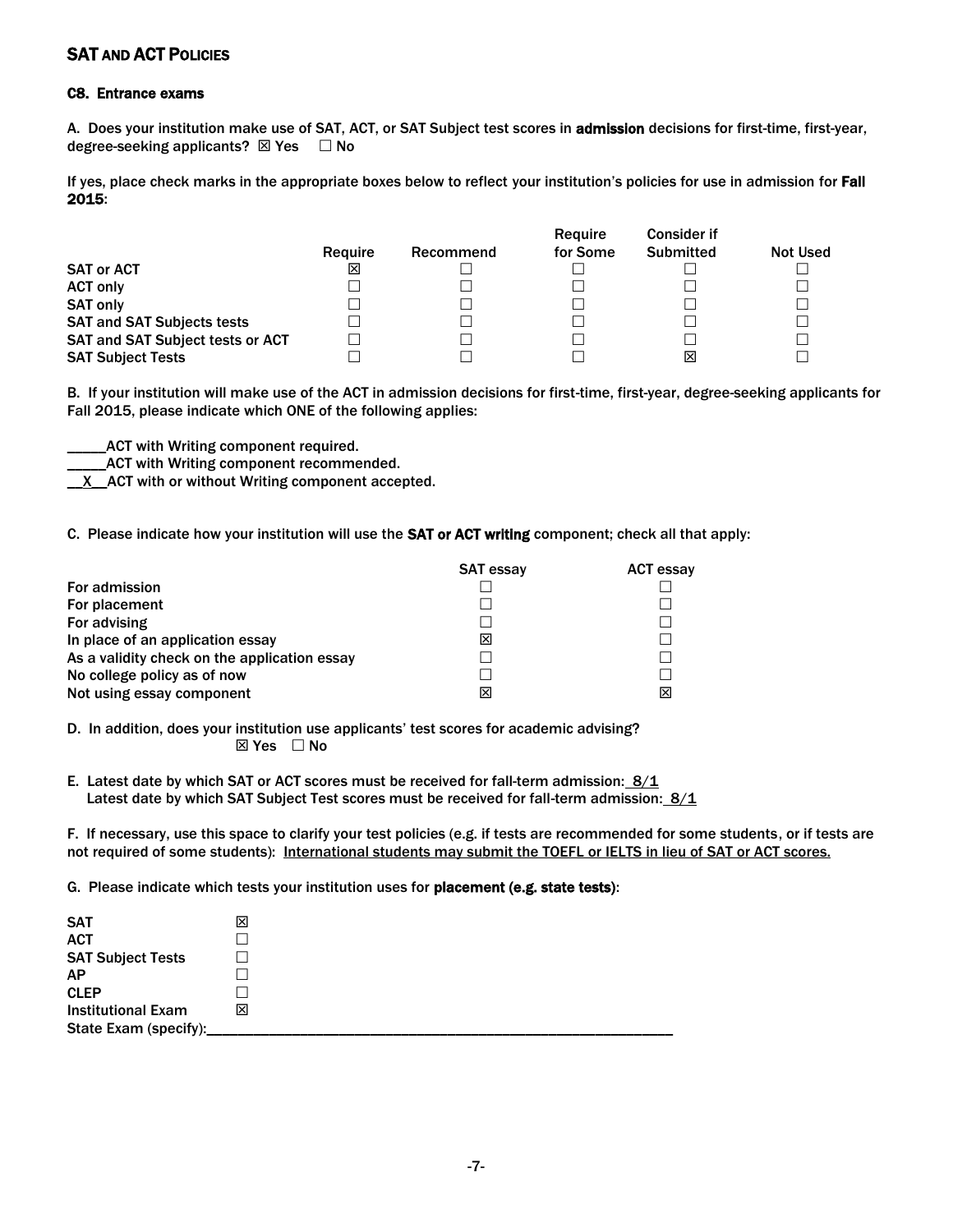## SAT AND ACT POLICIES

### C8. Entrance exams

A. Does your institution make use of SAT, ACT, or SAT Subject test scores in **admission** decisions for first-time, first-year, degree-seeking applicants? ☒ Yes ☐ No

If yes, place check marks in the appropriate boxes below to reflect your institution's policies for use in admission for **Fall 2015**:

| | Require | Recommend | Require for Some | Consider if Submitted | Not Used |
|---|---|---|---|---|---|
| SAT or ACT | ☒ | ☐ | ☐ | ☐ | ☐ |
| ACT only | ☐ | ☐ | ☐ | ☐ | ☐ |
| SAT only | ☐ | ☐ | ☐ | ☐ | ☐ |
| SAT and SAT Subjects tests | ☐ | ☐ | ☐ | ☐ | ☐ |
| SAT and SAT Subject tests or ACT | ☐ | ☐ | ☐ | ☐ | ☐ |
| SAT Subject Tests | ☐ | ☐ | ☐ | ☒ | ☐ |

B. If your institution will make use of the ACT in admission decisions for first-time, first-year, degree-seeking applicants for Fall 2015, please indicate which ONE of the following applies:

_____ACT with Writing component required.
_____ACT with Writing component recommended.
__X__ACT with or without Writing component accepted.

C. Please indicate how your institution will use the **SAT or ACT writing** component; check all that apply:

| | SAT essay | ACT essay |
|---|---|---|
| For admission | ☐ | ☐ |
| For placement | ☐ | ☐ |
| For advising | ☐ | ☐ |
| In place of an application essay | ☒ | ☐ |
| As a validity check on the application essay | ☐ | ☐ |
| No college policy as of now | ☐ | ☐ |
| Not using essay component | ☒ | ☒ |

D. In addition, does your institution use applicants' test scores for academic advising?
☒ Yes ☐ No

E. Latest date by which SAT or ACT scores must be received for fall-term admission: 8/1
Latest date by which SAT Subject Test scores must be received for fall-term admission: 8/1

F. If necessary, use this space to clarify your test policies (e.g. if tests are recommended for some students, or if tests are not required of some students): International students may submit the TOEFL or IELTS in lieu of SAT or ACT scores.

G. Please indicate which tests your institution uses for **placement (e.g. state tests)**:

| | |
|---|---|
| SAT | ☒ |
| ACT | ☐ |
| SAT Subject Tests | ☐ |
| AP | ☐ |
| CLEP | ☐ |
| Institutional Exam | ☒ |

State Exam (specify):______________________________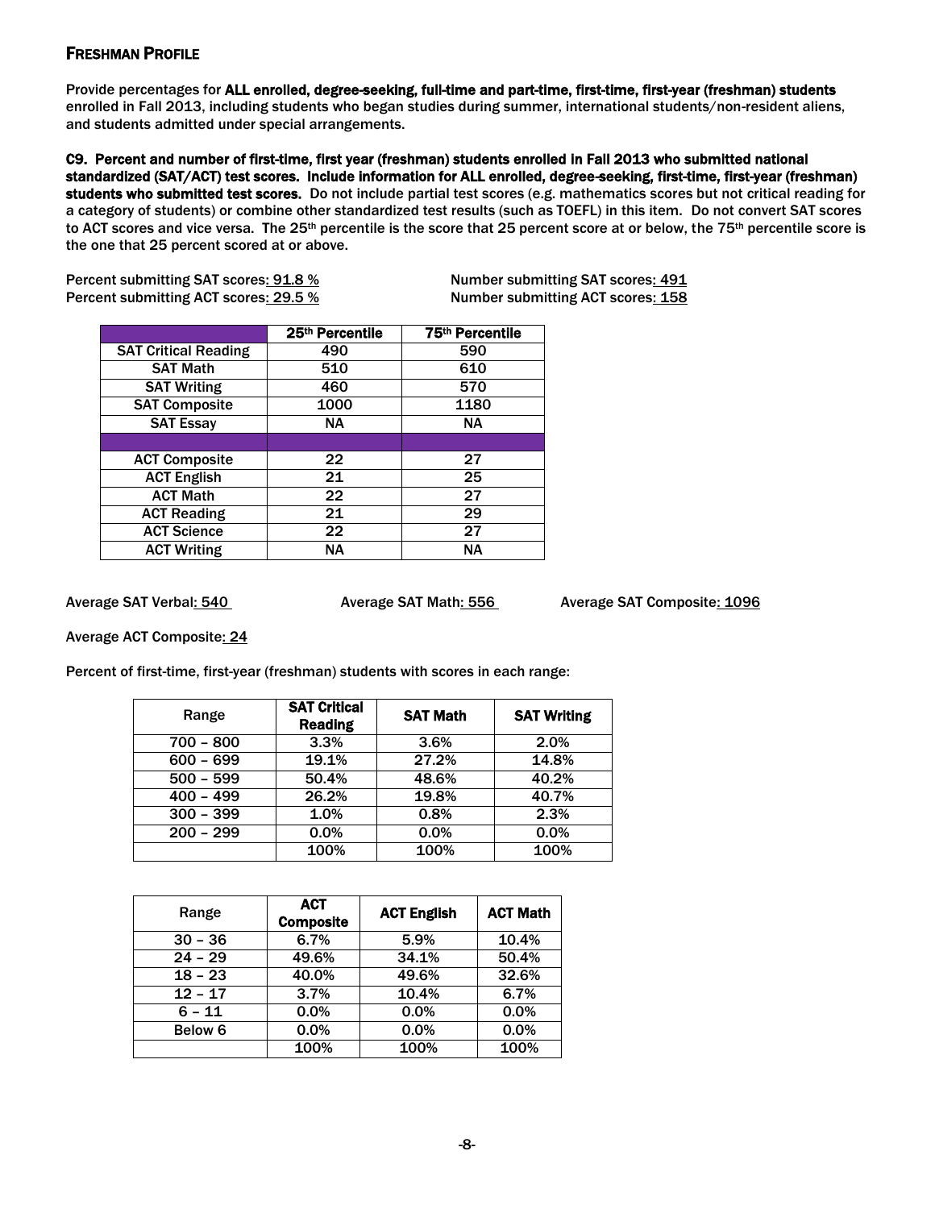## FRESHMAN PROFILE

Provide percentages for **ALL enrolled, degree-seeking, full-time and part-time, first-time, first-year (freshman) students** enrolled in Fall 2013, including students who began studies during summer, international students/non-resident aliens, and students admitted under special arrangements.

**C9. Percent and number of first-time, first year (freshman) students enrolled in Fall 2013 who submitted national standardized (SAT/ACT) test scores. Include information for ALL enrolled, degree-seeking, first-time, first-year (freshman) students who submitted test scores.** Do not include partial test scores (e.g. mathematics scores but not critical reading for a category of students) or combine other standardized test results (such as TOEFL) in this item. Do not convert SAT scores to ACT scores and vice versa. The 25th percentile is the score that 25 percent score at or below, the 75th percentile score is the one that 25 percent scored at or above.

Percent submitting SAT scores: 91.8 % | Number submitting SAT scores: 491

Percent submitting ACT scores: 29.5 % | Number submitting ACT scores: 158

| | 25th Percentile | 75th Percentile |
|---|---|---|
| SAT Critical Reading | 490 | 590 |
| SAT Math | 510 | 610 |
| SAT Writing | 460 | 570 |
| SAT Composite | 1000 | 1180 |
| SAT Essay | NA | NA |
| | | |
| ACT Composite | 22 | 27 |
| ACT English | 21 | 25 |
| ACT Math | 22 | 27 |
| ACT Reading | 21 | 29 |
| ACT Science | 22 | 27 |
| ACT Writing | NA | NA |

Average SAT Verbal: 540 Average SAT Math: 556 Average SAT Composite: 1096

Average ACT Composite: 24

Percent of first-time, first-year (freshman) students with scores in each range:

| Range | SAT Critical Reading | SAT Math | SAT Writing |
|---|---|---|---|
| 700 – 800 | 3.3% | 3.6% | 2.0% |
| 600 – 699 | 19.1% | 27.2% | 14.8% |
| 500 – 599 | 50.4% | 48.6% | 40.2% |
| 400 – 499 | 26.2% | 19.8% | 40.7% |
| 300 – 399 | 1.0% | 0.8% | 2.3% |
| 200 – 299 | 0.0% | 0.0% | 0.0% |
| | 100% | 100% | 100% |

| Range | ACT Composite | ACT English | ACT Math |
|---|---|---|---|
| 30 – 36 | 6.7% | 5.9% | 10.4% |
| 24 – 29 | 49.6% | 34.1% | 50.4% |
| 18 – 23 | 40.0% | 49.6% | 32.6% |
| 12 – 17 | 3.7% | 10.4% | 6.7% |
| 6 – 11 | 0.0% | 0.0% | 0.0% |
| Below 6 | 0.0% | 0.0% | 0.0% |
| | 100% | 100% | 100% |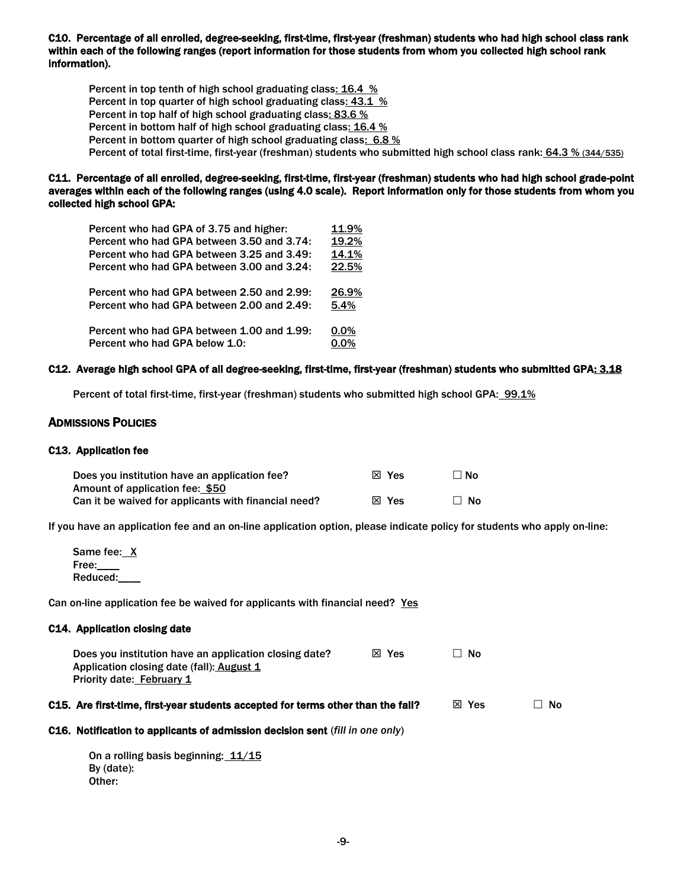**C10. Percentage of all enrolled, degree-seeking, first-time, first-year (freshman) students who had high school class rank within each of the following ranges (report information for those students from whom you collected high school rank information).**

Percent in top tenth of high school graduating class: 16.4 %
Percent in top quarter of high school graduating class: 43.1 %
Percent in top half of high school graduating class: 83.6 %
Percent in bottom half of high school graduating class: 16.4 %
Percent in bottom quarter of high school graduating class: 6.8 %
Percent of total first-time, first-year (freshman) students who submitted high school class rank: 64.3 % (344/535)

**C11. Percentage of all enrolled, degree-seeking, first-time, first-year (freshman) students who had high school grade-point averages within each of the following ranges (using 4.0 scale). Report information only for those students from whom you collected high school GPA:**

| | |
|---|---|
| Percent who had GPA of 3.75 and higher: | 11.9% |
| Percent who had GPA between 3.50 and 3.74: | 19.2% |
| Percent who had GPA between 3.25 and 3.49: | 14.1% |
| Percent who had GPA between 3.00 and 3.24: | 22.5% |
| Percent who had GPA between 2.50 and 2.99: | 26.9% |
| Percent who had GPA between 2.00 and 2.49: | 5.4% |
| Percent who had GPA between 1.00 and 1.99: | 0.0% |
| Percent who had GPA below 1.0: | 0.0% |

**C12. Average high school GPA of all degree-seeking, first-time, first-year (freshman) students who submitted GPA: 3.18**

Percent of total first-time, first-year (freshman) students who submitted high school GPA: 99.1%

## ADMISSIONS POLICIES

**C13. Application fee**

| | | |
|---|---|---|
| Does you institution have an application fee? | ☒ Yes | ☐ No |
| Amount of application fee: $50 | | |
| Can it be waived for applicants with financial need? | ☒ Yes | ☐ No |

If you have an application fee and an on-line application option, please indicate policy for students who apply on-line:

Same fee: X
Free:\_\_\_\_
Reduced:\_\_\_\_

Can on-line application fee be waived for applicants with financial need? Yes

**C14. Application closing date**

| | | |
|---|---|---|
| Does you institution have an application closing date? | ☒ Yes | ☐ No |

Application closing date (fall): August 1
Priority date: February 1

**C15. Are first-time, first-year students accepted for terms other than the fall?** ☒ Yes ☐ No

**C16. Notification to applicants of admission decision sent** (*fill in one only*)

On a rolling basis beginning: 11/15
By (date):
Other: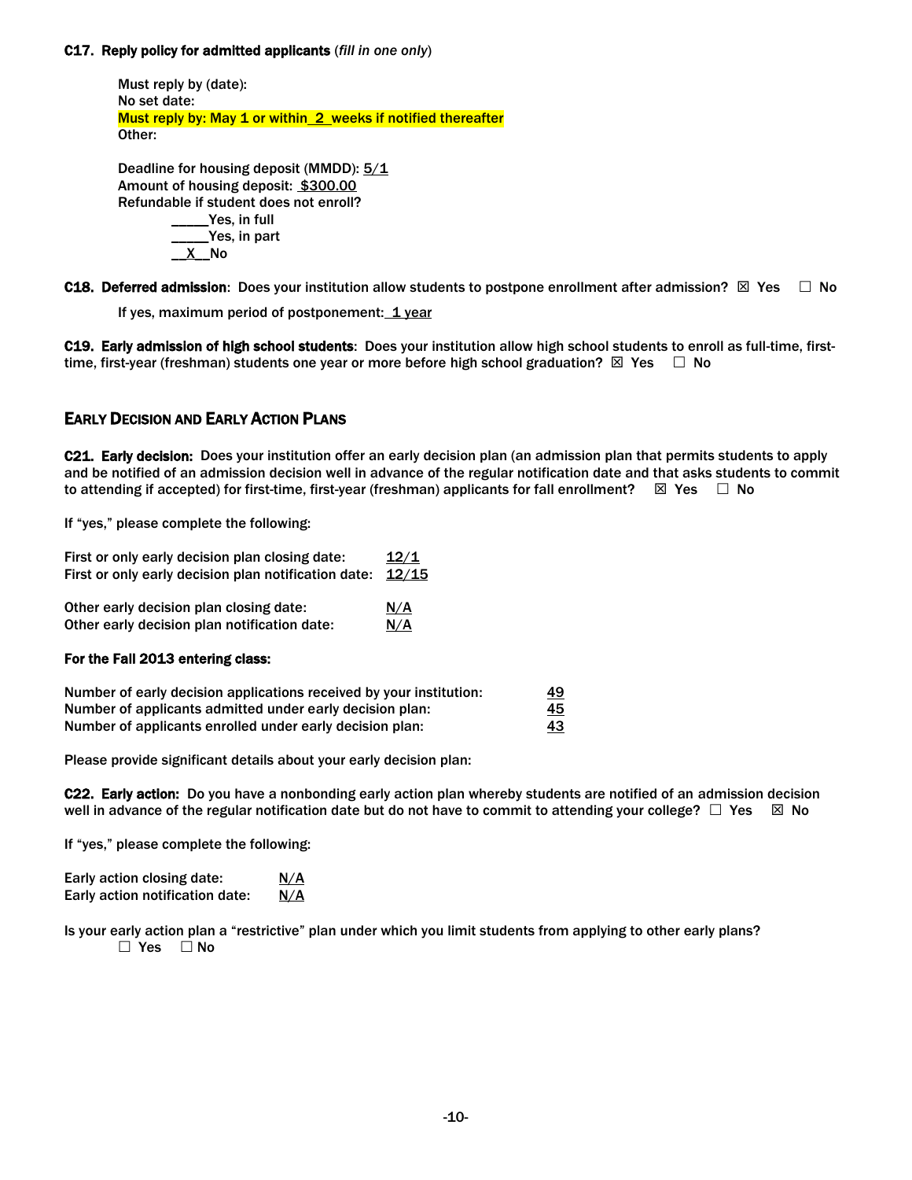**C17. Reply policy for admitted applicants** (*fill in one only*)

Must reply by (date):
No set date:
Must reply by: May 1 or within 2 weeks if notified thereafter
Other:

Deadline for housing deposit (MMDD): 5/1
Amount of housing deposit: $300.00
Refundable if student does not enroll?
_____Yes, in full
_____Yes, in part
__X__No

**C18. Deferred admission**: Does your institution allow students to postpone enrollment after admission? ☒ Yes ☐ No

If yes, maximum period of postponement: 1 year

**C19. Early admission of high school students**: Does your institution allow high school students to enroll as full-time, first-time, first-year (freshman) students one year or more before high school graduation? ☒ Yes ☐ No

## EARLY DECISION AND EARLY ACTION PLANS

**C21. Early decision:** Does your institution offer an early decision plan (an admission plan that permits students to apply and be notified of an admission decision well in advance of the regular notification date and that asks students to commit to attending if accepted) for first-time, first-year (freshman) applicants for fall enrollment? ☒ Yes ☐ No

If "yes," please complete the following:

First or only early decision plan closing date: 12/1
First or only early decision plan notification date: 12/15

Other early decision plan closing date: N/A
Other early decision plan notification date: N/A

**For the Fall 2013 entering class:**

| | |
|---|---|
| Number of early decision applications received by your institution: | 49 |
| Number of applicants admitted under early decision plan: | 45 |
| Number of applicants enrolled under early decision plan: | 43 |

Please provide significant details about your early decision plan:

**C22. Early action:** Do you have a nonbonding early action plan whereby students are notified of an admission decision well in advance of the regular notification date but do not have to commit to attending your college? ☐ Yes ☒ No

If "yes," please complete the following:

Early action closing date: N/A
Early action notification date: N/A

Is your early action plan a "restrictive" plan under which you limit students from applying to other early plans?
☐ Yes ☐ No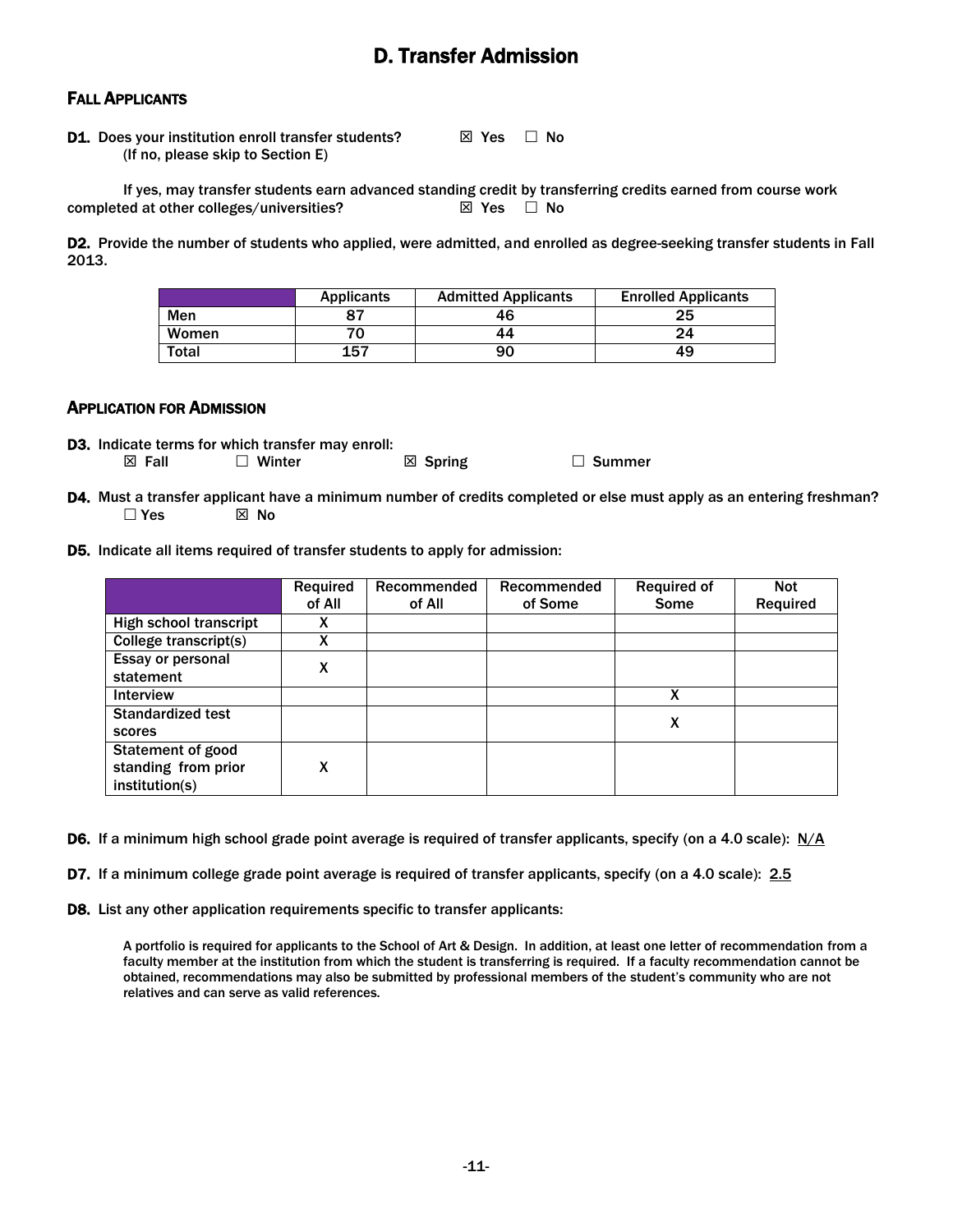# D. Transfer Admission

## FALL APPLICANTS

**D1.** Does your institution enroll transfer students? ☒ Yes ☐ No
(If no, please skip to Section E)

If yes, may transfer students earn advanced standing credit by transferring credits earned from course work completed at other colleges/universities? ☒ Yes ☐ No

**D2.** Provide the number of students who applied, were admitted, and enrolled as degree-seeking transfer students in Fall 2013.

| | Applicants | Admitted Applicants | Enrolled Applicants |
|---|---|---|---|
| Men | 87 | 46 | 25 |
| Women | 70 | 44 | 24 |
| Total | 157 | 90 | 49 |

## APPLICATION FOR ADMISSION

**D3.** Indicate terms for which transfer may enroll:
☒ Fall ☐ Winter ☒ Spring ☐ Summer

**D4.** Must a transfer applicant have a minimum number of credits completed or else must apply as an entering freshman?
☐ Yes ☒ No

**D5.** Indicate all items required of transfer students to apply for admission:

| | Required of All | Recommended of All | Recommended of Some | Required of Some | Not Required |
|---|---|---|---|---|---|
| High school transcript | X | | | | |
| College transcript(s) | X | | | | |
| Essay or personal statement | X | | | | |
| Interview | | | | X | |
| Standardized test scores | | | | X | |
| Statement of good standing from prior institution(s) | X | | | | |

**D6.** If a minimum high school grade point average is required of transfer applicants, specify (on a 4.0 scale): N/A

**D7.** If a minimum college grade point average is required of transfer applicants, specify (on a 4.0 scale): 2.5

**D8.** List any other application requirements specific to transfer applicants:

A portfolio is required for applicants to the School of Art & Design. In addition, at least one letter of recommendation from a faculty member at the institution from which the student is transferring is required. If a faculty recommendation cannot be obtained, recommendations may also be submitted by professional members of the student's community who are not relatives and can serve as valid references.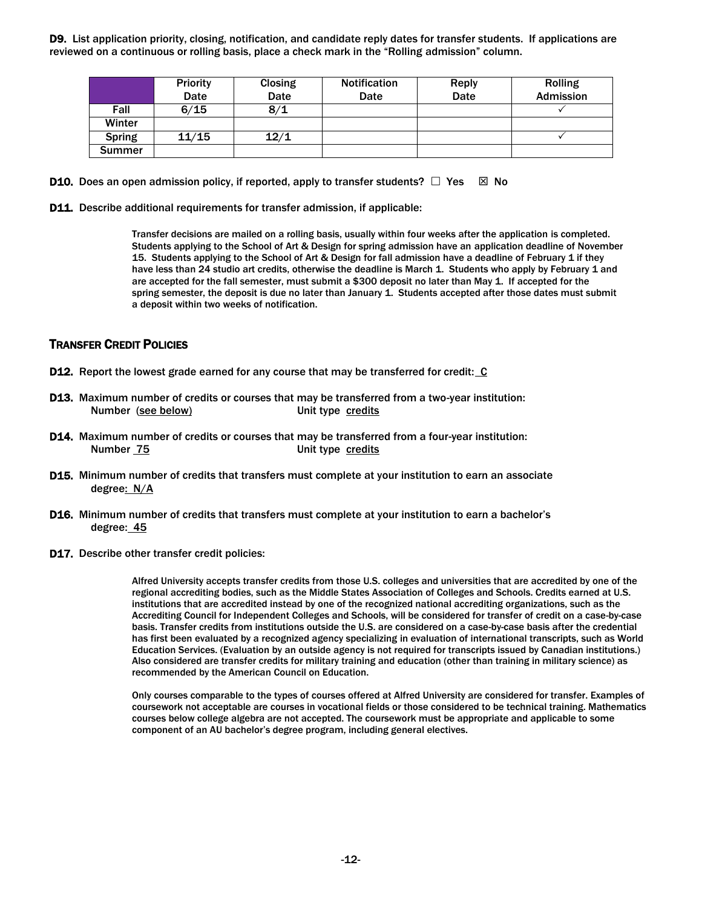**D9.** List application priority, closing, notification, and candidate reply dates for transfer students. If applications are reviewed on a continuous or rolling basis, place a check mark in the "Rolling admission" column.

| | Priority Date | Closing Date | Notification Date | Reply Date | Rolling Admission |
|---|---|---|---|---|---|
| Fall | 6/15 | 8/1 | | | ✓ |
| Winter | | | | | |
| Spring | 11/15 | 12/1 | | | ✓ |
| Summer | | | | | |

**D10.** Does an open admission policy, if reported, apply to transfer students? ☐ Yes ☒ No

**D11.** Describe additional requirements for transfer admission, if applicable:

> Transfer decisions are mailed on a rolling basis, usually within four weeks after the application is completed. Students applying to the School of Art & Design for spring admission have an application deadline of November 15. Students applying to the School of Art & Design for fall admission have a deadline of February 1 if they have less than 24 studio art credits, otherwise the deadline is March 1. Students who apply by February 1 and are accepted for the fall semester, must submit a $300 deposit no later than May 1. If accepted for the spring semester, the deposit is due no later than January 1. Students accepted after those dates must submit a deposit within two weeks of notification.

## Transfer Credit Policies

**D12.** Report the lowest grade earned for any course that may be transferred for credit: C

**D13.** Maximum number of credits or courses that may be transferred from a two-year institution:
Number (see below) Unit type credits

**D14.** Maximum number of credits or courses that may be transferred from a four-year institution:
Number 75 Unit type credits

**D15.** Minimum number of credits that transfers must complete at your institution to earn an associate degree: N/A

**D16.** Minimum number of credits that transfers must complete at your institution to earn a bachelor's degree: 45

**D17.** Describe other transfer credit policies:

> Alfred University accepts transfer credits from those U.S. colleges and universities that are accredited by one of the regional accrediting bodies, such as the Middle States Association of Colleges and Schools. Credits earned at U.S. institutions that are accredited instead by one of the recognized national accrediting organizations, such as the Accrediting Council for Independent Colleges and Schools, will be considered for transfer of credit on a case-by-case basis. Transfer credits from institutions outside the U.S. are considered on a case-by-case basis after the credential has first been evaluated by a recognized agency specializing in evaluation of international transcripts, such as World Education Services. (Evaluation by an outside agency is not required for transcripts issued by Canadian institutions.) Also considered are transfer credits for military training and education (other than training in military science) as recommended by the American Council on Education.
>
> Only courses comparable to the types of courses offered at Alfred University are considered for transfer. Examples of coursework not acceptable are courses in vocational fields or those considered to be technical training. Mathematics courses below college algebra are not accepted. The coursework must be appropriate and applicable to some component of an AU bachelor's degree program, including general electives.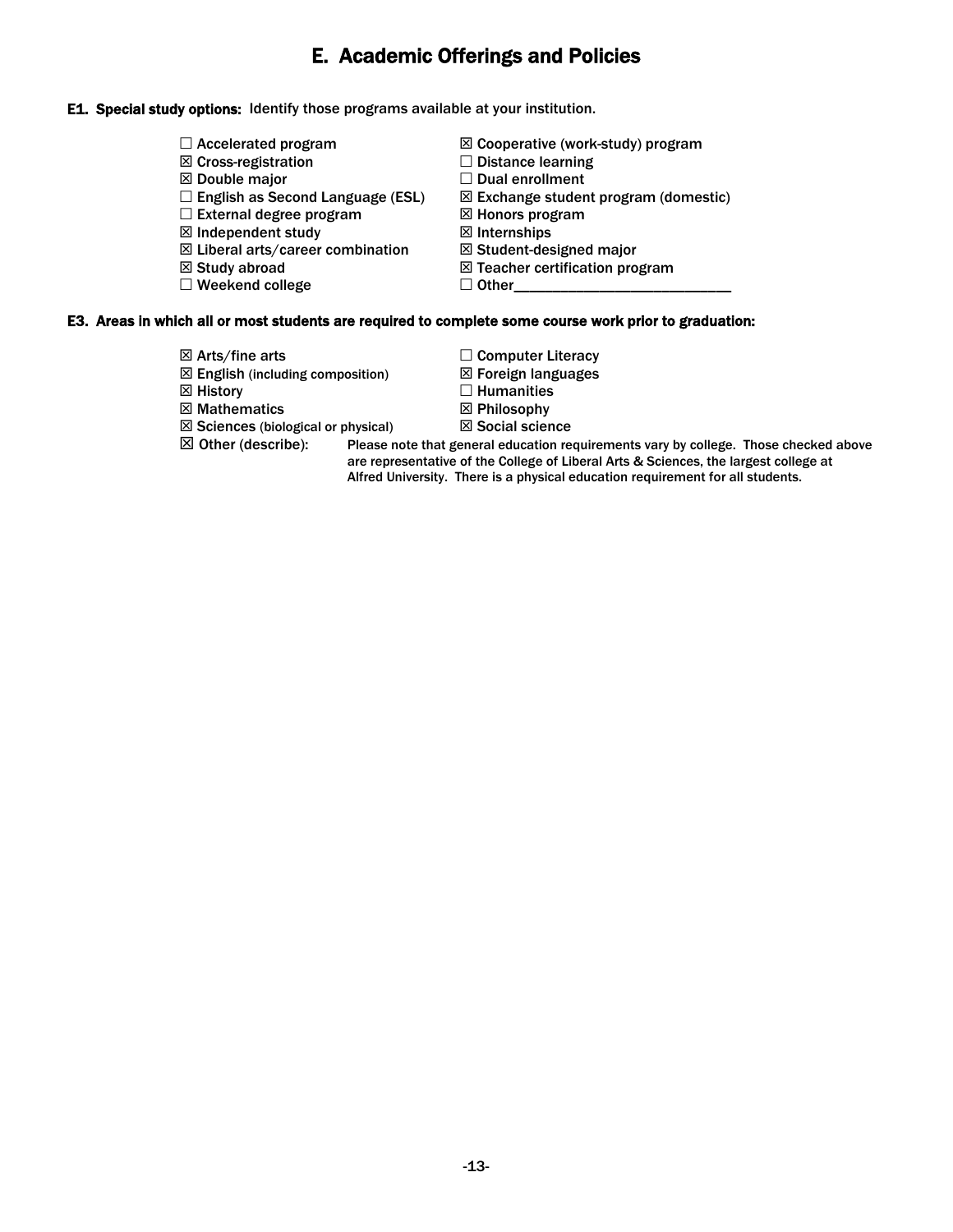# E. Academic Offerings and Policies

**E1. Special study options:** Identify those programs available at your institution.

☐ Accelerated program
☒ Cross-registration
☒ Double major
☐ English as Second Language (ESL)
☐ External degree program
☒ Independent study
☒ Liberal arts/career combination
☒ Study abroad
☐ Weekend college
☒ Cooperative (work-study) program
☐ Distance learning
☐ Dual enrollment
☒ Exchange student program (domestic)
☒ Honors program
☒ Internships
☒ Student-designed major
☒ Teacher certification program
☐ Other____________________________

**E3. Areas in which all or most students are required to complete some course work prior to graduation:**

☒ Arts/fine arts
☒ English (including composition)
☒ History
☒ Mathematics
☒ Sciences (biological or physical)
☐ Computer Literacy
☒ Foreign languages
☐ Humanities
☒ Philosophy
☒ Social science
☒ Other (describe): Please note that general education requirements vary by college. Those checked above are representative of the College of Liberal Arts & Sciences, the largest college at Alfred University. There is a physical education requirement for all students.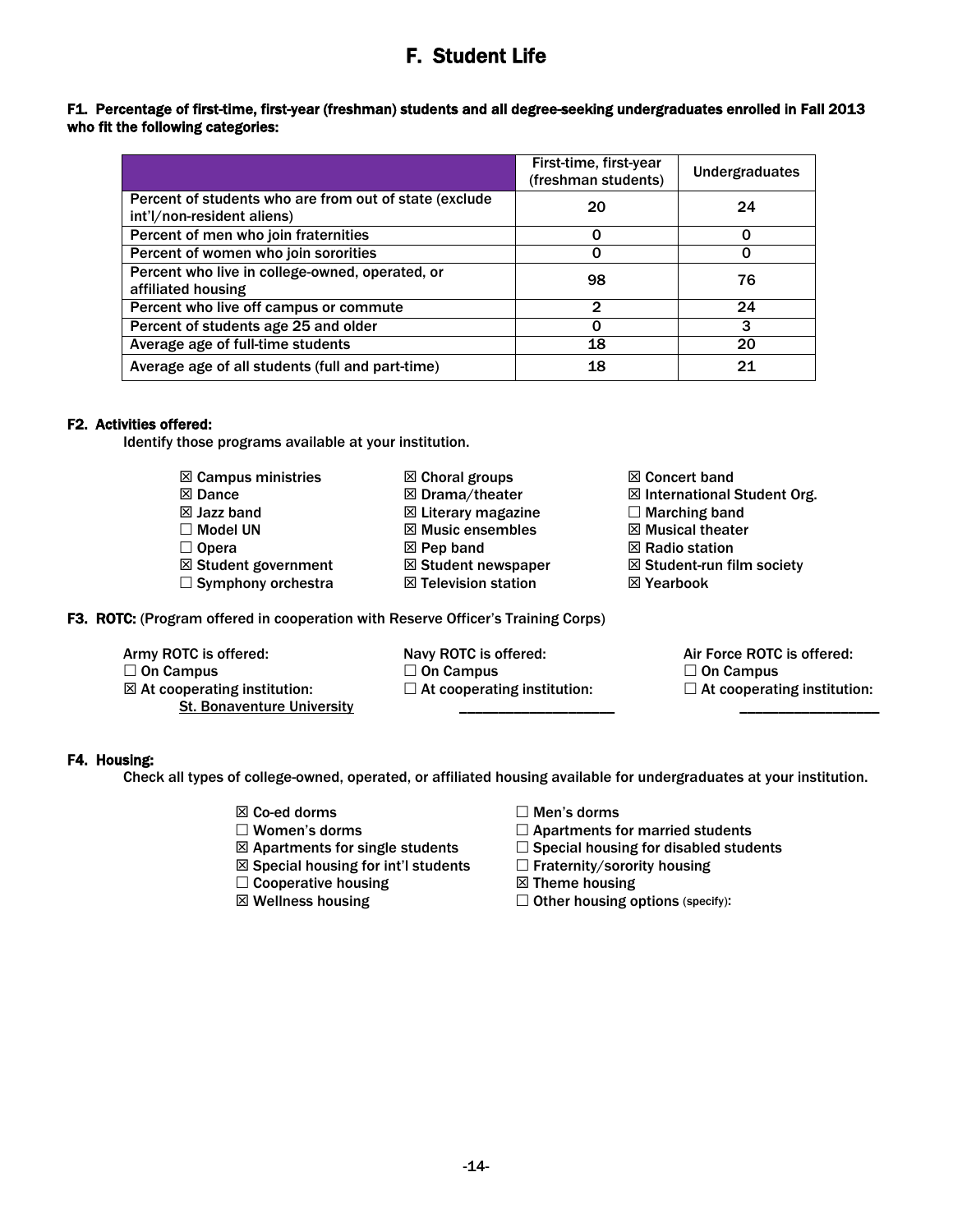# F. Student Life

**F1. Percentage of first-time, first-year (freshman) students and all degree-seeking undergraduates enrolled in Fall 2013 who fit the following categories:**

| | First-time, first-year (freshman students) | Undergraduates |
|---|---|---|
| Percent of students who are from out of state (exclude int'l/non-resident aliens) | 20 | 24 |
| Percent of men who join fraternities | 0 | 0 |
| Percent of women who join sororities | 0 | 0 |
| Percent who live in college-owned, operated, or affiliated housing | 98 | 76 |
| Percent who live off campus or commute | 2 | 24 |
| Percent of students age 25 and older | 0 | 3 |
| Average age of full-time students | 18 | 20 |
| Average age of all students (full and part-time) | 18 | 21 |

**F2. Activities offered:**

Identify those programs available at your institution.

☒ Campus ministries
☒ Dance
☒ Jazz band
☐ Model UN
☐ Opera
☒ Student government
☐ Symphony orchestra
☒ Choral groups
☒ Drama/theater
☒ Literary magazine
☒ Music ensembles
☒ Pep band
☒ Student newspaper
☒ Television station
☒ Concert band
☒ International Student Org.
☐ Marching band
☒ Musical theater
☒ Radio station
☒ Student-run film society
☒ Yearbook

**F3. ROTC:** (Program offered in cooperation with Reserve Officer's Training Corps)

Army ROTC is offered:
☐ On Campus
☒ At cooperating institution: St. Bonaventure University

Navy ROTC is offered:
☐ On Campus
☐ At cooperating institution: ____________________

Air Force ROTC is offered:
☐ On Campus
☐ At cooperating institution: __________________

**F4. Housing:**

Check all types of college-owned, operated, or affiliated housing available for undergraduates at your institution.

☒ Co-ed dorms
☐ Women's dorms
☒ Apartments for single students
☒ Special housing for int'l students
☐ Cooperative housing
☒ Wellness housing
☐ Men's dorms
☐ Apartments for married students
☐ Special housing for disabled students
☐ Fraternity/sorority housing
☒ Theme housing
☐ Other housing options (specify):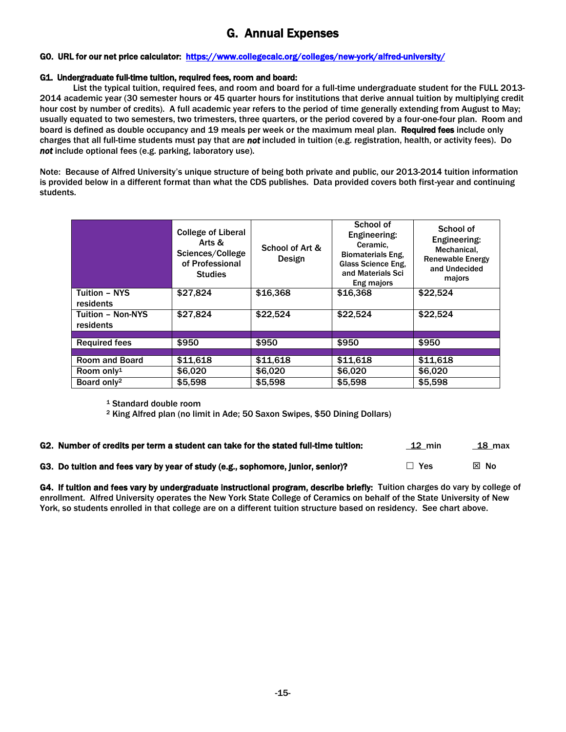# G. Annual Expenses

**G0. URL for our net price calculator: https://www.collegecalc.org/colleges/new-york/alfred-university/**

**G1. Undergraduate full-time tuition, required fees, room and board:**

List the typical tuition, required fees, and room and board for a full-time undergraduate student for the FULL 2013-2014 academic year (30 semester hours or 45 quarter hours for institutions that derive annual tuition by multiplying credit hour cost by number of credits). A full academic year refers to the period of time generally extending from August to May; usually equated to two semesters, two trimesters, three quarters, or the period covered by a four-one-four plan. Room and board is defined as double occupancy and 19 meals per week or the maximum meal plan. **Required fees** include only charges that all full-time students must pay that are ***not*** included in tuition (e.g. registration, health, or activity fees). Do ***not*** include optional fees (e.g. parking, laboratory use).

Note: Because of Alfred University's unique structure of being both private and public, our 2013-2014 tuition information is provided below in a different format than what the CDS publishes. Data provided covers both first-year and continuing students.

| | College of Liberal Arts & Sciences/College of Professional Studies | School of Art & Design | School of Engineering: Ceramic, Biomaterials Eng, Glass Science Eng, and Materials Sci Eng majors | School of Engineering: Mechanical, Renewable Energy and Undecided majors |
|---|---|---|---|---|
| Tuition – NYS residents | $27,824 | $16,368 | $16,368 | $22,524 |
| Tuition – Non-NYS residents | $27,824 | $22,524 | $22,524 | $22,524 |
| | | | | |
| Required fees | $950 | $950 | $950 | $950 |
| | | | | |
| Room and Board | $11,618 | $11,618 | $11,618 | $11,618 |
| Room only[1] | $6,020 | $6,020 | $6,020 | $6,020 |
| Board only[2] | $5,598 | $5,598 | $5,598 | $5,598 |

[1] Standard double room
[2] King Alfred plan (no limit in Ade; 50 Saxon Swipes, $50 Dining Dollars)

**G2. Number of credits per term a student can take for the stated full-time tuition:** 12 min 18 max

**G3. Do tuition and fees vary by year of study (e.g., sophomore, junior, senior)?** ☐ Yes ☒ No

**G4. If tuition and fees vary by undergraduate instructional program, describe briefly:** Tuition charges do vary by college of enrollment. Alfred University operates the New York State College of Ceramics on behalf of the State University of New York, so students enrolled in that college are on a different tuition structure based on residency. See chart above.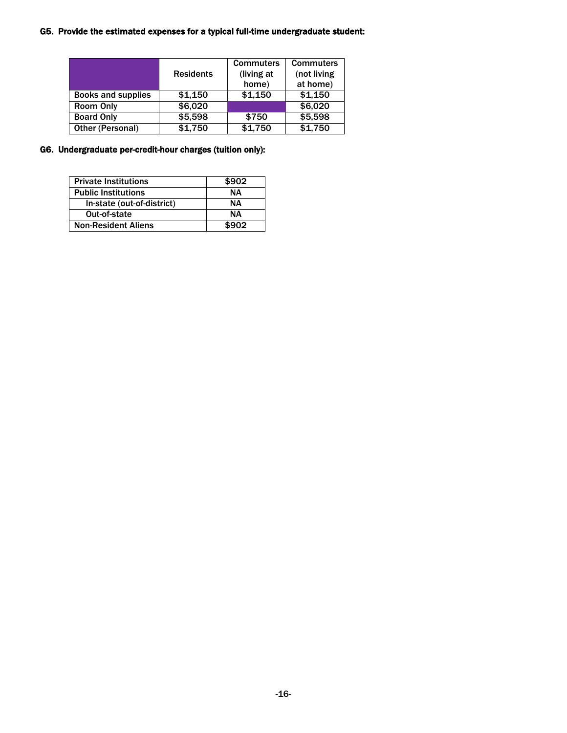**G5. Provide the estimated expenses for a typical full-time undergraduate student:**

| | Residents | Commuters (living at home) | Commuters (not living at home) |
|---|---|---|---|
| Books and supplies | $1,150 | $1,150 | $1,150 |
| Room Only | $6,020 | | $6,020 |
| Board Only | $5,598 | $750 | $5,598 |
| Other (Personal) | $1,750 | $1,750 | $1,750 |

**G6. Undergraduate per-credit-hour charges (tuition only):**

| | |
|---|---|
| Private Institutions | $902 |
| Public Institutions | NA |
| In-state (out-of-district) | NA |
| Out-of-state | NA |
| Non-Resident Aliens | $902 |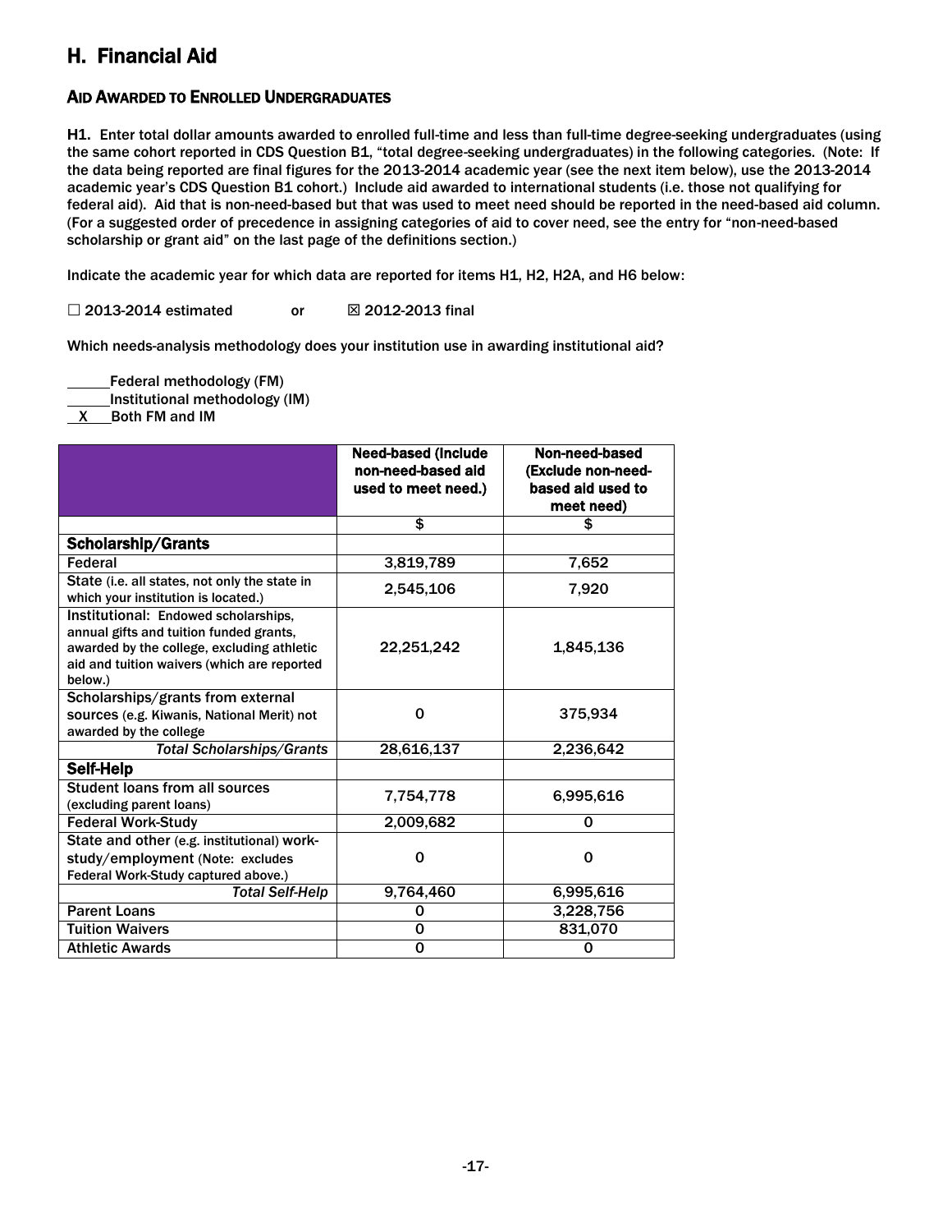## H. Financial Aid

### AID AWARDED TO ENROLLED UNDERGRADUATES

**H1.** Enter total dollar amounts awarded to enrolled full-time and less than full-time degree-seeking undergraduates (using the same cohort reported in CDS Question B1, "total degree-seeking undergraduates) in the following categories. (Note: If the data being reported are final figures for the 2013-2014 academic year (see the next item below), use the 2013-2014 academic year's CDS Question B1 cohort.) Include aid awarded to international students (i.e. those not qualifying for federal aid). Aid that is non-need-based but that was used to meet need should be reported in the need-based aid column. (For a suggested order of precedence in assigning categories of aid to cover need, see the entry for "non-need-based scholarship or grant aid" on the last page of the definitions section.)

Indicate the academic year for which data are reported for items H1, H2, H2A, and H6 below:

☐ 2013-2014 estimated     or     ☒ 2012-2013 final

Which needs-analysis methodology does your institution use in awarding institutional aid?

_____Federal methodology (FM)
_____Institutional methodology (IM)
__X__Both FM and IM

| | Need-based (Include non-need-based aid used to meet need.) | Non-need-based (Exclude non-need-based aid used to meet need) |
|---|---|---|
| | $ | $ |
| **Scholarship/Grants** | | |
| Federal | 3,819,789 | 7,652 |
| State (i.e. all states, not only the state in which your institution is located.) | 2,545,106 | 7,920 |
| Institutional: Endowed scholarships, annual gifts and tuition funded grants, awarded by the college, excluding athletic aid and tuition waivers (which are reported below.) | 22,251,242 | 1,845,136 |
| Scholarships/grants from external sources (e.g. Kiwanis, National Merit) not awarded by the college | 0 | 375,934 |
| *Total Scholarships/Grants* | 28,616,137 | 2,236,642 |
| **Self-Help** | | |
| Student loans from all sources (excluding parent loans) | 7,754,778 | 6,995,616 |
| Federal Work-Study | 2,009,682 | 0 |
| State and other (e.g. institutional) work-study/employment (Note: excludes Federal Work-Study captured above.) | 0 | 0 |
| *Total Self-Help* | 9,764,460 | 6,995,616 |
| Parent Loans | 0 | 3,228,756 |
| Tuition Waivers | 0 | 831,070 |
| Athletic Awards | 0 | 0 |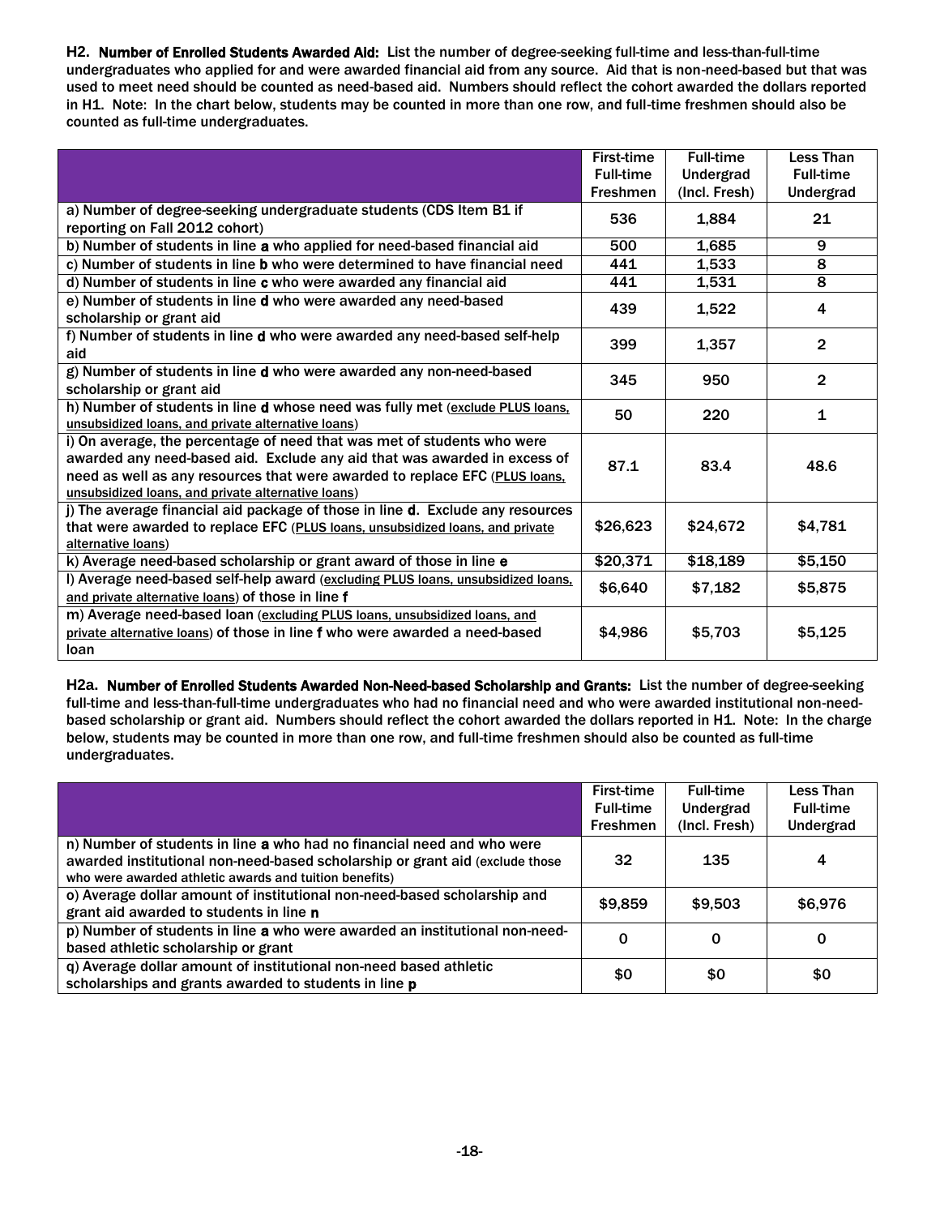**H2. Number of Enrolled Students Awarded Aid:** List the number of degree-seeking full-time and less-than-full-time undergraduates who applied for and were awarded financial aid from any source. Aid that is non-need-based but that was used to meet need should be counted as need-based aid. Numbers should reflect the cohort awarded the dollars reported in H1. Note: In the chart below, students may be counted in more than one row, and full-time freshmen should also be counted as full-time undergraduates.

| | First-time Full-time Freshmen | Full-time Undergrad (Incl. Fresh) | Less Than Full-time Undergrad |
|---|---|---|---|
| a) Number of degree-seeking undergraduate students (CDS Item B1 if reporting on Fall 2012 cohort) | 536 | 1,884 | 21 |
| b) Number of students in line **a** who applied for need-based financial aid | 500 | 1,685 | 9 |
| c) Number of students in line **b** who were determined to have financial need | 441 | 1,533 | 8 |
| d) Number of students in line **c** who were awarded any financial aid | 441 | 1,531 | 8 |
| e) Number of students in line **d** who were awarded any need-based scholarship or grant aid | 439 | 1,522 | 4 |
| f) Number of students in line **d** who were awarded any need-based self-help aid | 399 | 1,357 | 2 |
| g) Number of students in line **d** who were awarded any non-need-based scholarship or grant aid | 345 | 950 | 2 |
| h) Number of students in line **d** whose need was fully met (exclude PLUS loans, unsubsidized loans, and private alternative loans) | 50 | 220 | 1 |
| i) On average, the percentage of need that was met of students who were awarded any need-based aid. Exclude any aid that was awarded in excess of need as well as any resources that were awarded to replace EFC (PLUS loans, unsubsidized loans, and private alternative loans) | 87.1 | 83.4 | 48.6 |
| j) The average financial aid package of those in line **d**. Exclude any resources that were awarded to replace EFC (PLUS loans, unsubsidized loans, and private alternative loans) | $26,623 | $24,672 | $4,781 |
| k) Average need-based scholarship or grant award of those in line **e** | $20,371 | $18,189 | $5,150 |
| l) Average need-based self-help award (excluding PLUS loans, unsubsidized loans, and private alternative loans) of those in line **f** | $6,640 | $7,182 | $5,875 |
| m) Average need-based loan (excluding PLUS loans, unsubsidized loans, and private alternative loans) of those in line **f** who were awarded a need-based loan | $4,986 | $5,703 | $5,125 |

**H2a. Number of Enrolled Students Awarded Non-Need-based Scholarship and Grants:** List the number of degree-seeking full-time and less-than-full-time undergraduates who had no financial need and who were awarded institutional non-need-based scholarship or grant aid. Numbers should reflect the cohort awarded the dollars reported in H1. Note: In the charge below, students may be counted in more than one row, and full-time freshmen should also be counted as full-time undergraduates.

| | First-time Full-time Freshmen | Full-time Undergrad (Incl. Fresh) | Less Than Full-time Undergrad |
|---|---|---|---|
| n) Number of students in line **a** who had no financial need and who were awarded institutional non-need-based scholarship or grant aid (exclude those who were awarded athletic awards and tuition benefits) | 32 | 135 | 4 |
| o) Average dollar amount of institutional non-need-based scholarship and grant aid awarded to students in line **n** | $9,859 | $9,503 | $6,976 |
| p) Number of students in line **a** who were awarded an institutional non-need-based athletic scholarship or grant | 0 | 0 | 0 |
| q) Average dollar amount of institutional non-need based athletic scholarships and grants awarded to students in line **p** | $0 | $0 | $0 |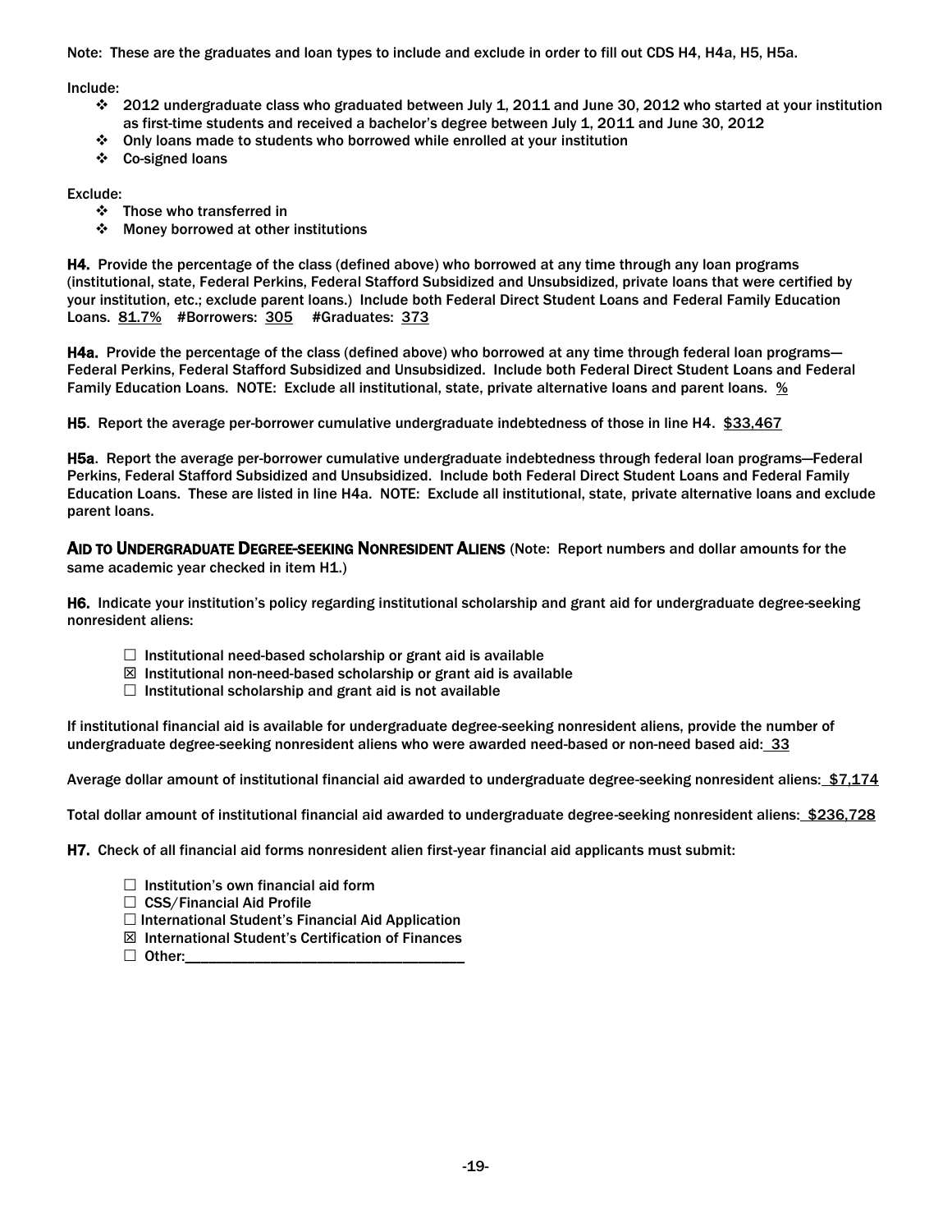Note: These are the graduates and loan types to include and exclude in order to fill out CDS H4, H4a, H5, H5a.

Include:

- 2012 undergraduate class who graduated between July 1, 2011 and June 30, 2012 who started at your institution as first-time students and received a bachelor's degree between July 1, 2011 and June 30, 2012
- Only loans made to students who borrowed while enrolled at your institution
- Co-signed loans

Exclude:

- Those who transferred in
- Money borrowed at other institutions

**H4.** Provide the percentage of the class (defined above) who borrowed at any time through any loan programs (institutional, state, Federal Perkins, Federal Stafford Subsidized and Unsubsidized, private loans that were certified by your institution, etc.; exclude parent loans.) Include both Federal Direct Student Loans and Federal Family Education Loans. 81.7% #Borrowers: 305 #Graduates: 373

**H4a.** Provide the percentage of the class (defined above) who borrowed at any time through federal loan programs—Federal Perkins, Federal Stafford Subsidized and Unsubsidized. Include both Federal Direct Student Loans and Federal Family Education Loans. NOTE: Exclude all institutional, state, private alternative loans and parent loans. %

**H5**. Report the average per-borrower cumulative undergraduate indebtedness of those in line H4. $33,467

**H5a**. Report the average per-borrower cumulative undergraduate indebtedness through federal loan programs—Federal Perkins, Federal Stafford Subsidized and Unsubsidized. Include both Federal Direct Student Loans and Federal Family Education Loans. These are listed in line H4a. NOTE: Exclude all institutional, state, private alternative loans and exclude parent loans.

**AID TO UNDERGRADUATE DEGREE-SEEKING NONRESIDENT ALIENS** (Note: Report numbers and dollar amounts for the same academic year checked in item H1.)

**H6.** Indicate your institution's policy regarding institutional scholarship and grant aid for undergraduate degree-seeking nonresident aliens:

- ☐ Institutional need-based scholarship or grant aid is available
- ☒ Institutional non-need-based scholarship or grant aid is available
- ☐ Institutional scholarship and grant aid is not available

If institutional financial aid is available for undergraduate degree-seeking nonresident aliens, provide the number of undergraduate degree-seeking nonresident aliens who were awarded need-based or non-need based aid: 33

Average dollar amount of institutional financial aid awarded to undergraduate degree-seeking nonresident aliens: $7,174

Total dollar amount of institutional financial aid awarded to undergraduate degree-seeking nonresident aliens: $236,728

**H7.** Check of all financial aid forms nonresident alien first-year financial aid applicants must submit:

- ☐ Institution's own financial aid form
- ☐ CSS/Financial Aid Profile
- ☐ International Student's Financial Aid Application
- ☒ International Student's Certification of Finances
- ☐ Other:___________________________________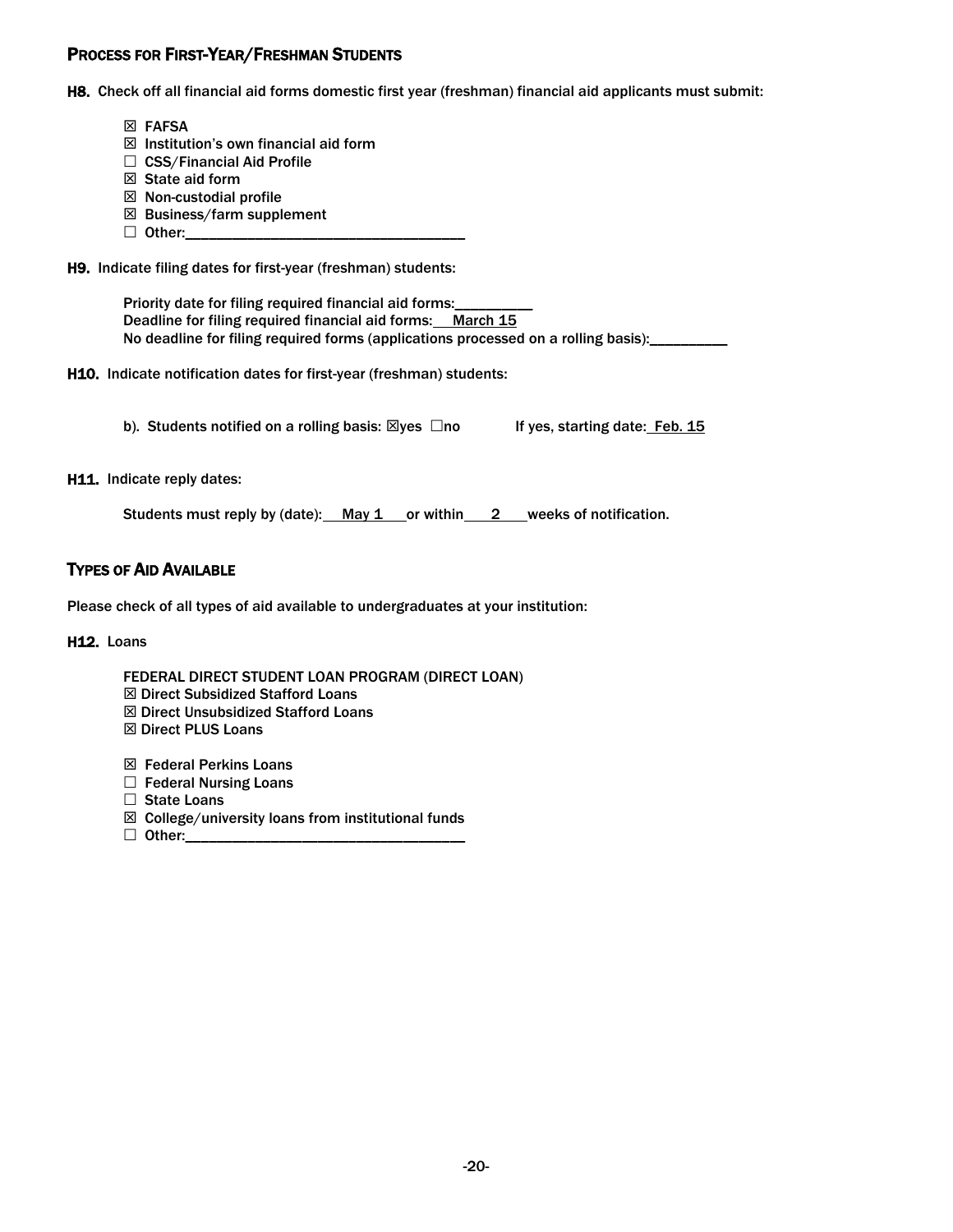## PROCESS FOR FIRST-YEAR/FRESHMAN STUDENTS

**H8.** Check off all financial aid forms domestic first year (freshman) financial aid applicants must submit:

- ☒ FAFSA
- ☒ Institution's own financial aid form
- ☐ CSS/Financial Aid Profile
- ☒ State aid form
- ☒ Non-custodial profile
- ☒ Business/farm supplement
- ☐ Other:\_\_\_\_\_\_\_\_\_\_\_\_\_\_\_\_\_\_\_\_\_\_\_\_\_\_\_\_\_\_\_\_\_\_\_\_

**H9.** Indicate filing dates for first-year (freshman) students:

Priority date for filing required financial aid forms:\_\_\_\_\_\_\_\_\_\_
Deadline for filing required financial aid forms: March 15
No deadline for filing required forms (applications processed on a rolling basis):\_\_\_\_\_\_\_\_\_\_

**H10.** Indicate notification dates for first-year (freshman) students:

b). Students notified on a rolling basis: ☒yes ☐no   If yes, starting date: Feb. 15

**H11.** Indicate reply dates:

Students must reply by (date): May 1 or within 2 weeks of notification.

## TYPES OF AID AVAILABLE

Please check of all types of aid available to undergraduates at your institution:

**H12.** Loans

FEDERAL DIRECT STUDENT LOAN PROGRAM (DIRECT LOAN)
- ☒ Direct Subsidized Stafford Loans
- ☒ Direct Unsubsidized Stafford Loans
- ☒ Direct PLUS Loans

- ☒ Federal Perkins Loans
- ☐ Federal Nursing Loans
- ☐ State Loans
- ☒ College/university loans from institutional funds
- ☐ Other:\_\_\_\_\_\_\_\_\_\_\_\_\_\_\_\_\_\_\_\_\_\_\_\_\_\_\_\_\_\_\_\_\_\_\_\_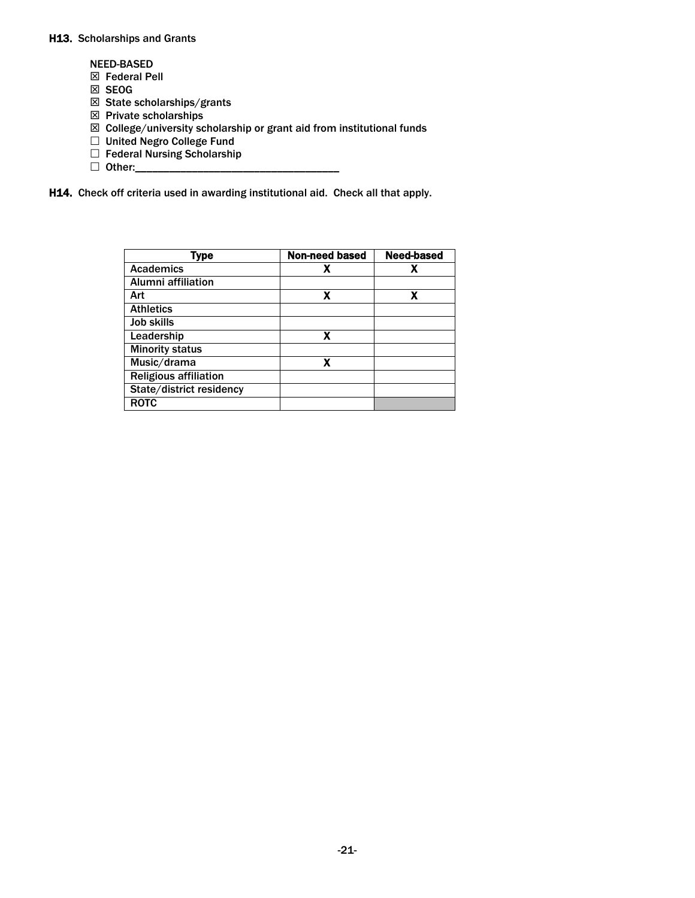**H13.** Scholarships and Grants

NEED-BASED

☒ Federal Pell
☒ SEOG
☒ State scholarships/grants
☒ Private scholarships
☒ College/university scholarship or grant aid from institutional funds
☐ United Negro College Fund
☐ Federal Nursing Scholarship
☐ Other:_________________________________

**H14.** Check off criteria used in awarding institutional aid. Check all that apply.

| Type | Non-need based | Need-based |
|---|---|---|
| Academics | X | X |
| Alumni affiliation | | |
| Art | X | X |
| Athletics | | |
| Job skills | | |
| Leadership | X | |
| Minority status | | |
| Music/drama | X | |
| Religious affiliation | | |
| State/district residency | | |
| ROTC | | |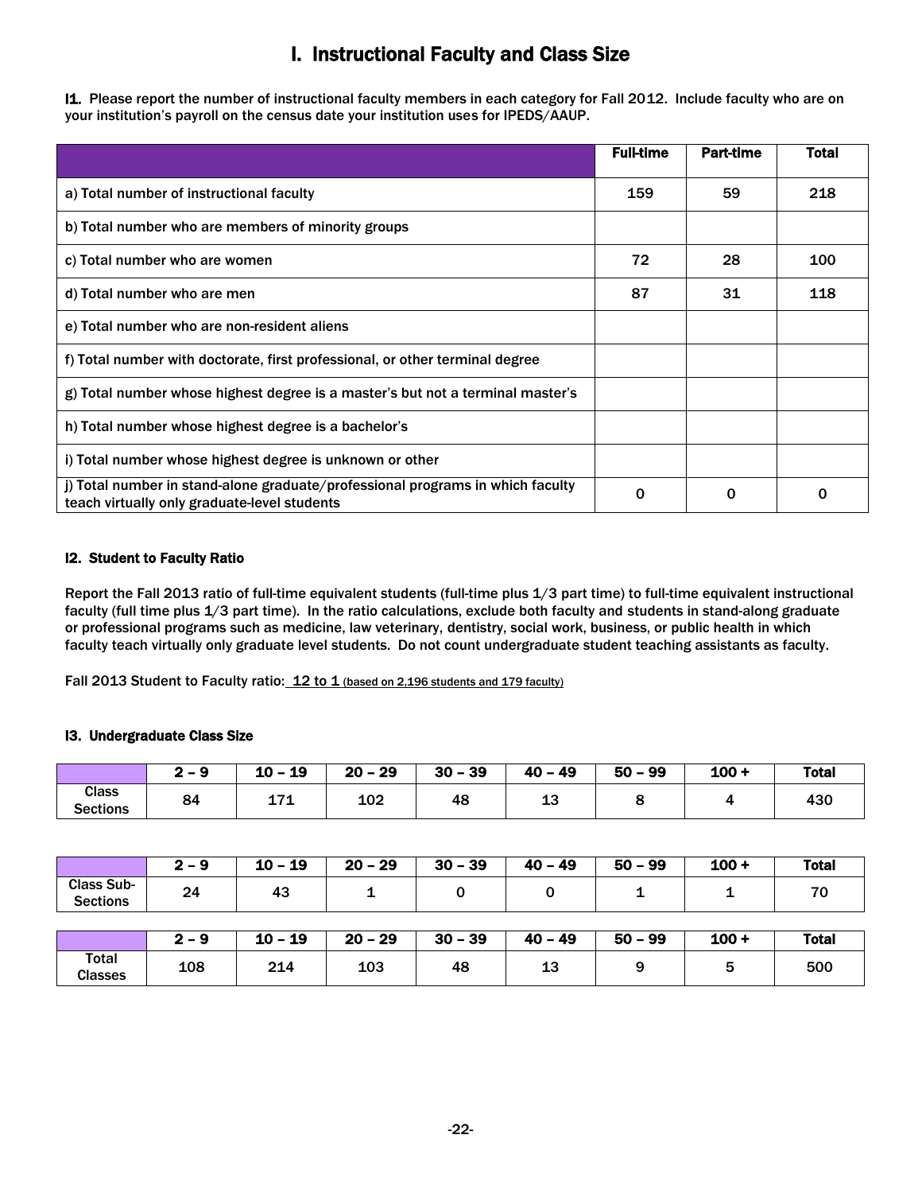# I. Instructional Faculty and Class Size

**I1.** Please report the number of instructional faculty members in each category for Fall 2012. Include faculty who are on your institution's payroll on the census date your institution uses for IPEDS/AAUP.

| | Full-time | Part-time | Total |
|---|---|---|---|
| a) Total number of instructional faculty | 159 | 59 | 218 |
| b) Total number who are members of minority groups | | | |
| c) Total number who are women | 72 | 28 | 100 |
| d) Total number who are men | 87 | 31 | 118 |
| e) Total number who are non-resident aliens | | | |
| f) Total number with doctorate, first professional, or other terminal degree | | | |
| g) Total number whose highest degree is a master's but not a terminal master's | | | |
| h) Total number whose highest degree is a bachelor's | | | |
| i) Total number whose highest degree is unknown or other | | | |
| j) Total number in stand-alone graduate/professional programs in which faculty teach virtually only graduate-level students | 0 | 0 | 0 |

**I2. Student to Faculty Ratio**

Report the Fall 2013 ratio of full-time equivalent students (full-time plus 1/3 part time) to full-time equivalent instructional faculty (full time plus 1/3 part time). In the ratio calculations, exclude both faculty and students in stand-along graduate or professional programs such as medicine, law veterinary, dentistry, social work, business, or public health in which faculty teach virtually only graduate level students. Do not count undergraduate student teaching assistants as faculty.

Fall 2013 Student to Faculty ratio: 12 to 1 (based on 2,196 students and 179 faculty)

**I3. Undergraduate Class Size**

| | 2 – 9 | 10 – 19 | 20 – 29 | 30 – 39 | 40 – 49 | 50 – 99 | 100 + | Total |
|---|---|---|---|---|---|---|---|---|
| Class Sections | 84 | 171 | 102 | 48 | 13 | 8 | 4 | 430 |

| | 2 – 9 | 10 – 19 | 20 – 29 | 30 – 39 | 40 – 49 | 50 – 99 | 100 + | Total |
|---|---|---|---|---|---|---|---|---|
| Class Sub-Sections | 24 | 43 | 1 | 0 | 0 | 1 | 1 | 70 |

| | 2 – 9 | 10 – 19 | 20 – 29 | 30 – 39 | 40 – 49 | 50 – 99 | 100 + | Total |
|---|---|---|---|---|---|---|---|---|
| Total Classes | 108 | 214 | 103 | 48 | 13 | 9 | 5 | 500 |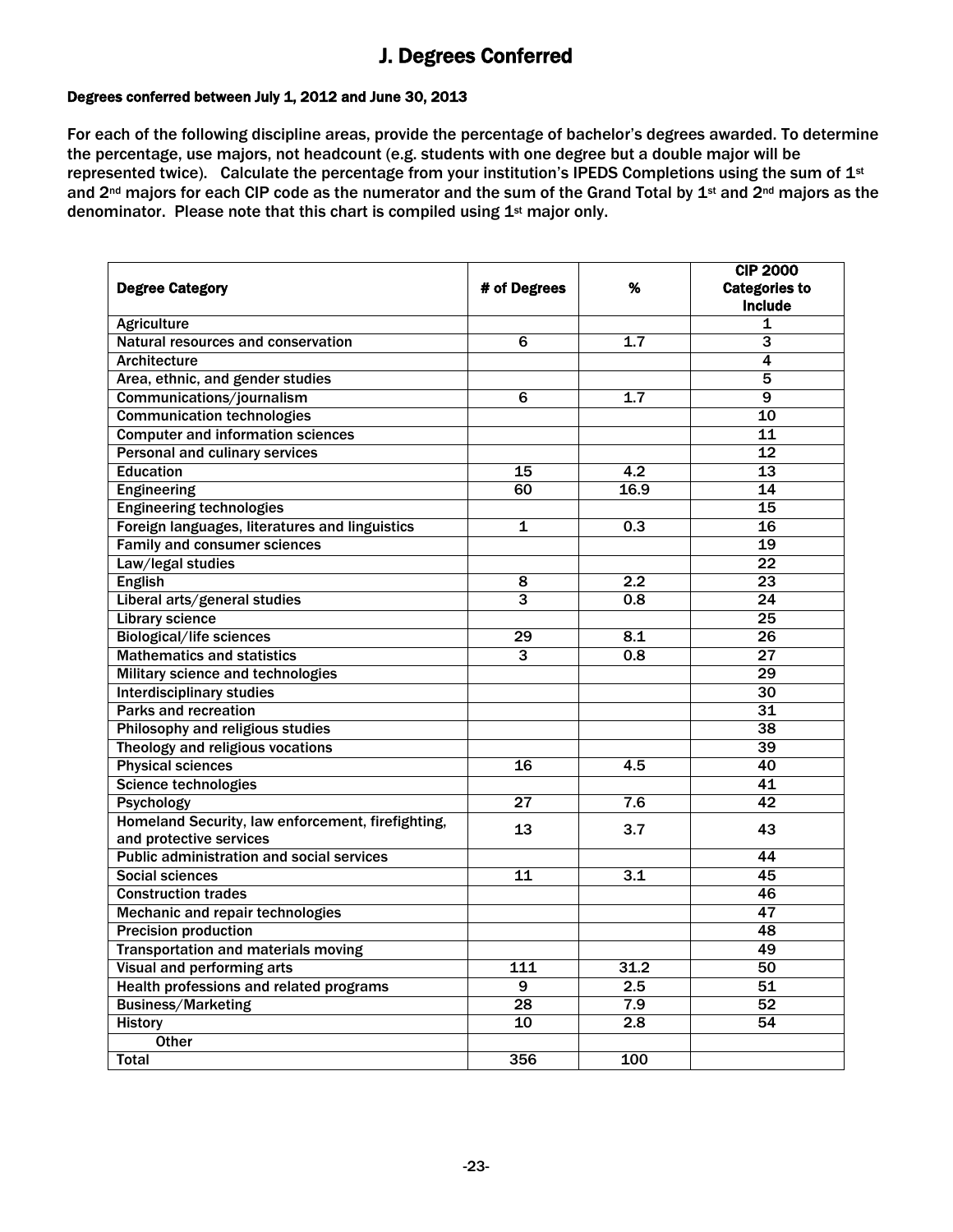# J. Degrees Conferred

**Degrees conferred between July 1, 2012 and June 30, 2013**

For each of the following discipline areas, provide the percentage of bachelor's degrees awarded. To determine the percentage, use majors, not headcount (e.g. students with one degree but a double major will be represented twice). Calculate the percentage from your institution's IPEDS Completions using the sum of 1st and 2nd majors for each CIP code as the numerator and the sum of the Grand Total by 1st and 2nd majors as the denominator. Please note that this chart is compiled using 1st major only.

| Degree Category | # of Degrees | % | CIP 2000 Categories to Include |
|---|---|---|---|
| Agriculture | | | 1 |
| Natural resources and conservation | 6 | 1.7 | 3 |
| Architecture | | | 4 |
| Area, ethnic, and gender studies | | | 5 |
| Communications/journalism | 6 | 1.7 | 9 |
| Communication technologies | | | 10 |
| Computer and information sciences | | | 11 |
| Personal and culinary services | | | 12 |
| Education | 15 | 4.2 | 13 |
| Engineering | 60 | 16.9 | 14 |
| Engineering technologies | | | 15 |
| Foreign languages, literatures and linguistics | 1 | 0.3 | 16 |
| Family and consumer sciences | | | 19 |
| Law/legal studies | | | 22 |
| English | 8 | 2.2 | 23 |
| Liberal arts/general studies | 3 | 0.8 | 24 |
| Library science | | | 25 |
| Biological/life sciences | 29 | 8.1 | 26 |
| Mathematics and statistics | 3 | 0.8 | 27 |
| Military science and technologies | | | 29 |
| Interdisciplinary studies | | | 30 |
| Parks and recreation | | | 31 |
| Philosophy and religious studies | | | 38 |
| Theology and religious vocations | | | 39 |
| Physical sciences | 16 | 4.5 | 40 |
| Science technologies | | | 41 |
| Psychology | 27 | 7.6 | 42 |
| Homeland Security, law enforcement, firefighting, and protective services | 13 | 3.7 | 43 |
| Public administration and social services | | | 44 |
| Social sciences | 11 | 3.1 | 45 |
| Construction trades | | | 46 |
| Mechanic and repair technologies | | | 47 |
| Precision production | | | 48 |
| Transportation and materials moving | | | 49 |
| Visual and performing arts | 111 | 31.2 | 50 |
| Health professions and related programs | 9 | 2.5 | 51 |
| Business/Marketing | 28 | 7.9 | 52 |
| History | 10 | 2.8 | 54 |
| Other | | | |
| Total | 356 | 100 | |